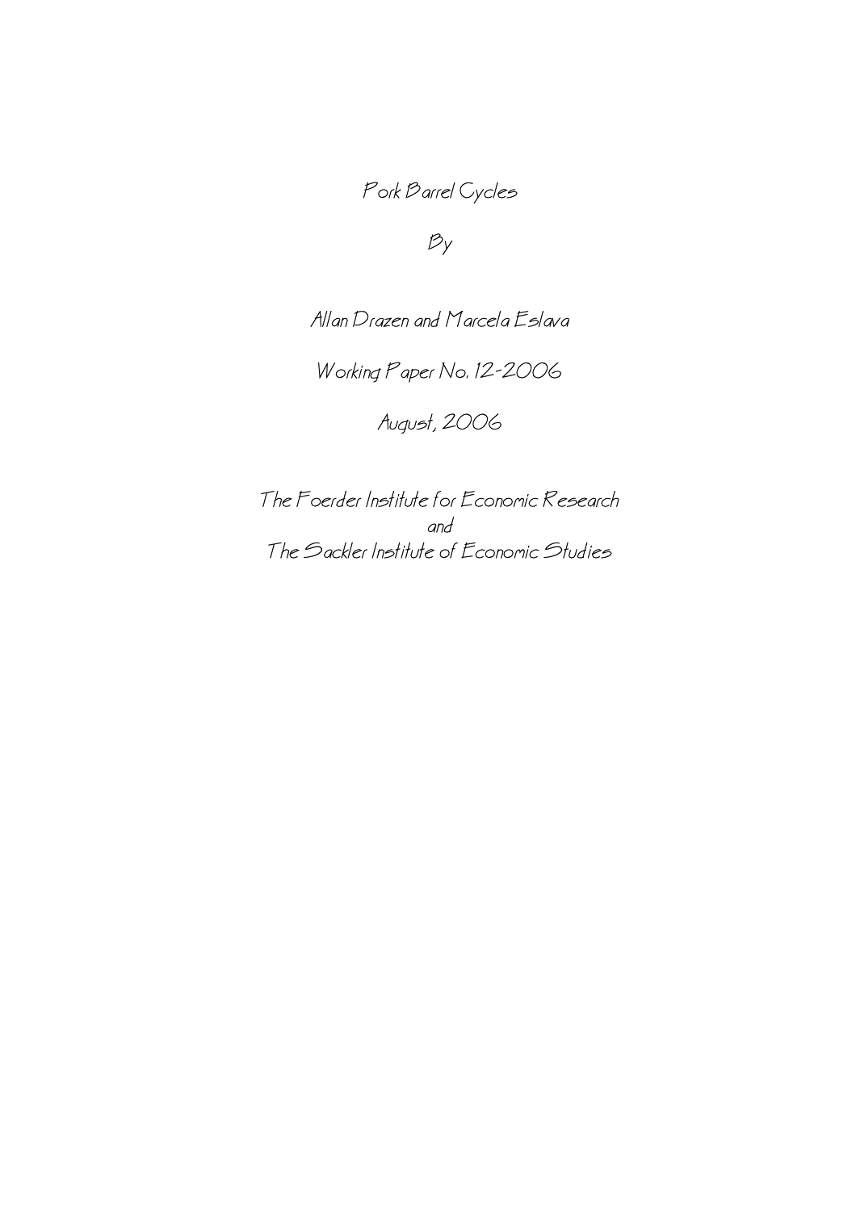# Pork Barrel Cycles

By

Allan Drazen and Marcela Eslava

Working Paper No. 12-2006

August, 2006

The Foerder Institute for Economic Research
and
The Sackler Institute of Economic Studies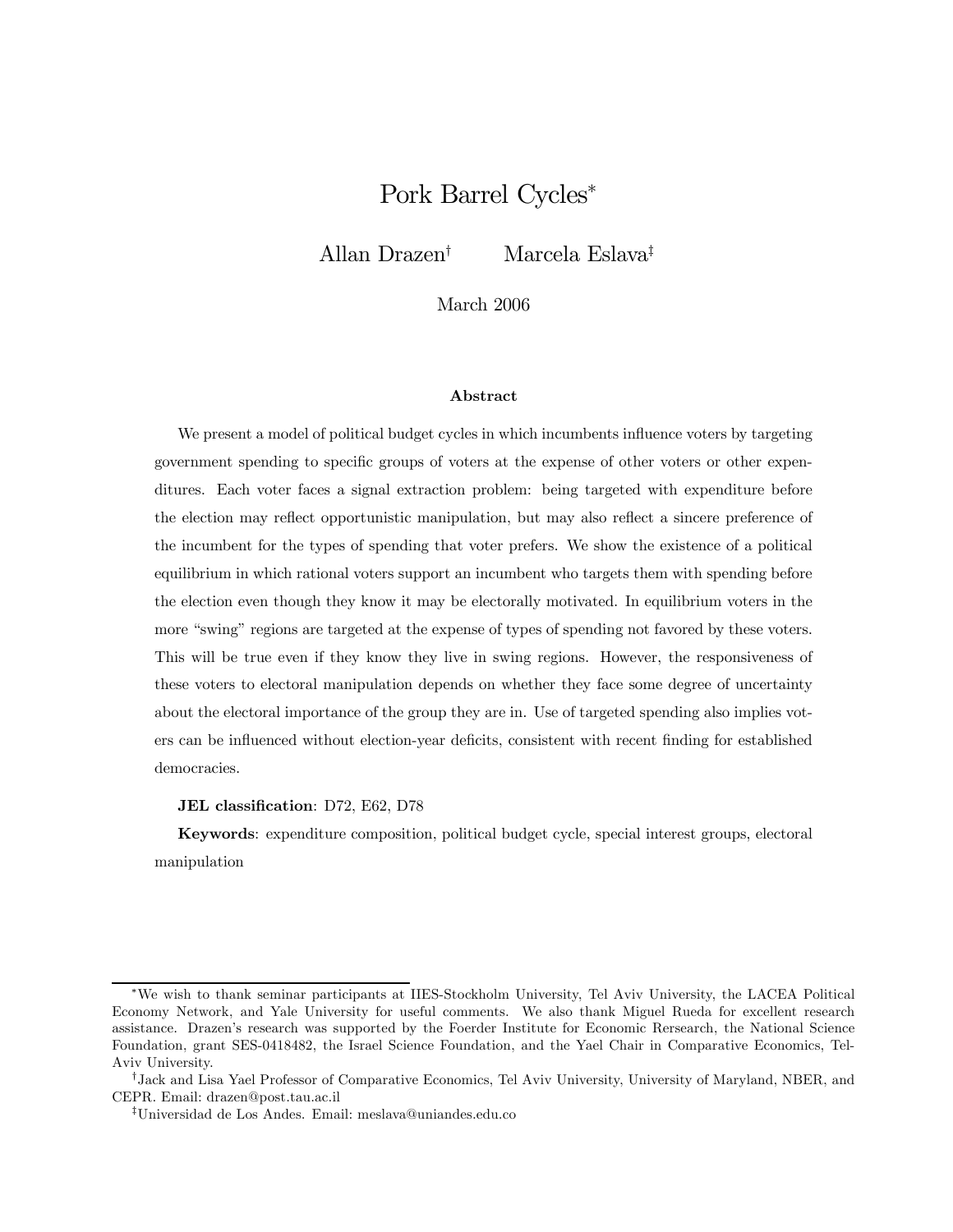# Pork Barrel Cycles*

Allan Drazen[†] Marcela Eslava[‡]

March 2006

## Abstract

We present a model of political budget cycles in which incumbents influence voters by targeting government spending to specific groups of voters at the expense of other voters or other expenditures. Each voter faces a signal extraction problem: being targeted with expenditure before the election may reflect opportunistic manipulation, but may also reflect a sincere preference of the incumbent for the types of spending that voter prefers. We show the existence of a political equilibrium in which rational voters support an incumbent who targets them with spending before the election even though they know it may be electorally motivated. In equilibrium voters in the more "swing" regions are targeted at the expense of types of spending not favored by these voters. This will be true even if they know they live in swing regions. However, the responsiveness of these voters to electoral manipulation depends on whether they face some degree of uncertainty about the electoral importance of the group they are in. Use of targeted spending also implies voters can be influenced without election-year deficits, consistent with recent finding for established democracies.

**JEL classification**: D72, E62, D78

**Keywords**: expenditure composition, political budget cycle, special interest groups, electoral manipulation

---

*We wish to thank seminar participants at IIES-Stockholm University, Tel Aviv University, the LACEA Political Economy Network, and Yale University for useful comments. We also thank Miguel Rueda for excellent research assistance. Drazen's research was supported by the Foerder Institute for Economic Rersearch, the National Science Foundation, grant SES-0418482, the Israel Science Foundation, and the Yael Chair in Comparative Economics, Tel-Aviv University.

[†]Jack and Lisa Yael Professor of Comparative Economics, Tel Aviv University, University of Maryland, NBER, and CEPR. Email: drazen@post.tau.ac.il

[‡]Universidad de Los Andes. Email: meslava@uniandes.edu.co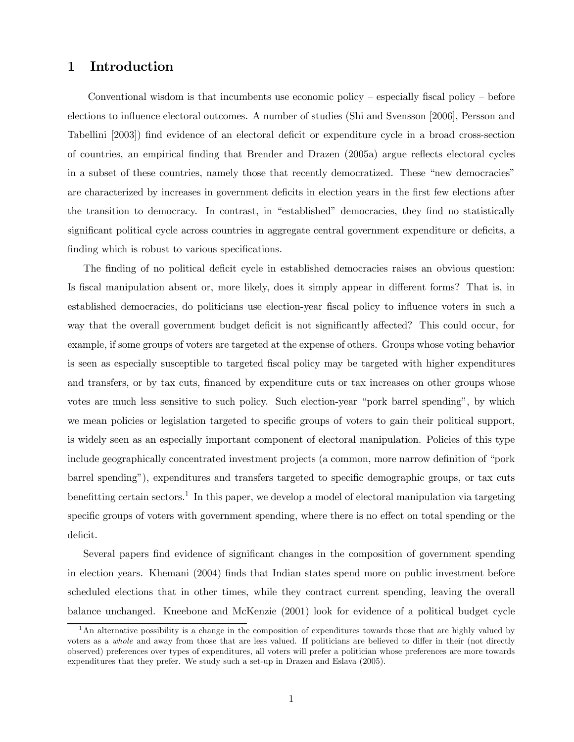# 1 Introduction

Conventional wisdom is that incumbents use economic policy – especially fiscal policy – before elections to influence electoral outcomes. A number of studies (Shi and Svensson [2006], Persson and Tabellini [2003]) find evidence of an electoral deficit or expenditure cycle in a broad cross-section of countries, an empirical finding that Brender and Drazen (2005a) argue reflects electoral cycles in a subset of these countries, namely those that recently democratized. These "new democracies" are characterized by increases in government deficits in election years in the first few elections after the transition to democracy. In contrast, in "established" democracies, they find no statistically significant political cycle across countries in aggregate central government expenditure or deficits, a finding which is robust to various specifications.

The finding of no political deficit cycle in established democracies raises an obvious question: Is fiscal manipulation absent or, more likely, does it simply appear in different forms? That is, in established democracies, do politicians use election-year fiscal policy to influence voters in such a way that the overall government budget deficit is not significantly affected? This could occur, for example, if some groups of voters are targeted at the expense of others. Groups whose voting behavior is seen as especially susceptible to targeted fiscal policy may be targeted with higher expenditures and transfers, or by tax cuts, financed by expenditure cuts or tax increases on other groups whose votes are much less sensitive to such policy. Such election-year "pork barrel spending", by which we mean policies or legislation targeted to specific groups of voters to gain their political support, is widely seen as an especially important component of electoral manipulation. Policies of this type include geographically concentrated investment projects (a common, more narrow definition of "pork barrel spending"), expenditures and transfers targeted to specific demographic groups, or tax cuts benefitting certain sectors.[1] In this paper, we develop a model of electoral manipulation via targeting specific groups of voters with government spending, where there is no effect on total spending or the deficit.

Several papers find evidence of significant changes in the composition of government spending in election years. Khemani (2004) finds that Indian states spend more on public investment before scheduled elections that in other times, while they contract current spending, leaving the overall balance unchanged. Kneebone and McKenzie (2001) look for evidence of a political budget cycle

[1] An alternative possibility is a change in the composition of expenditures towards those that are highly valued by voters as a *whole* and away from those that are less valued. If politicians are believed to differ in their (not directly observed) preferences over types of expenditures, all voters will prefer a politician whose preferences are more towards expenditures that they prefer. We study such a set-up in Drazen and Eslava (2005).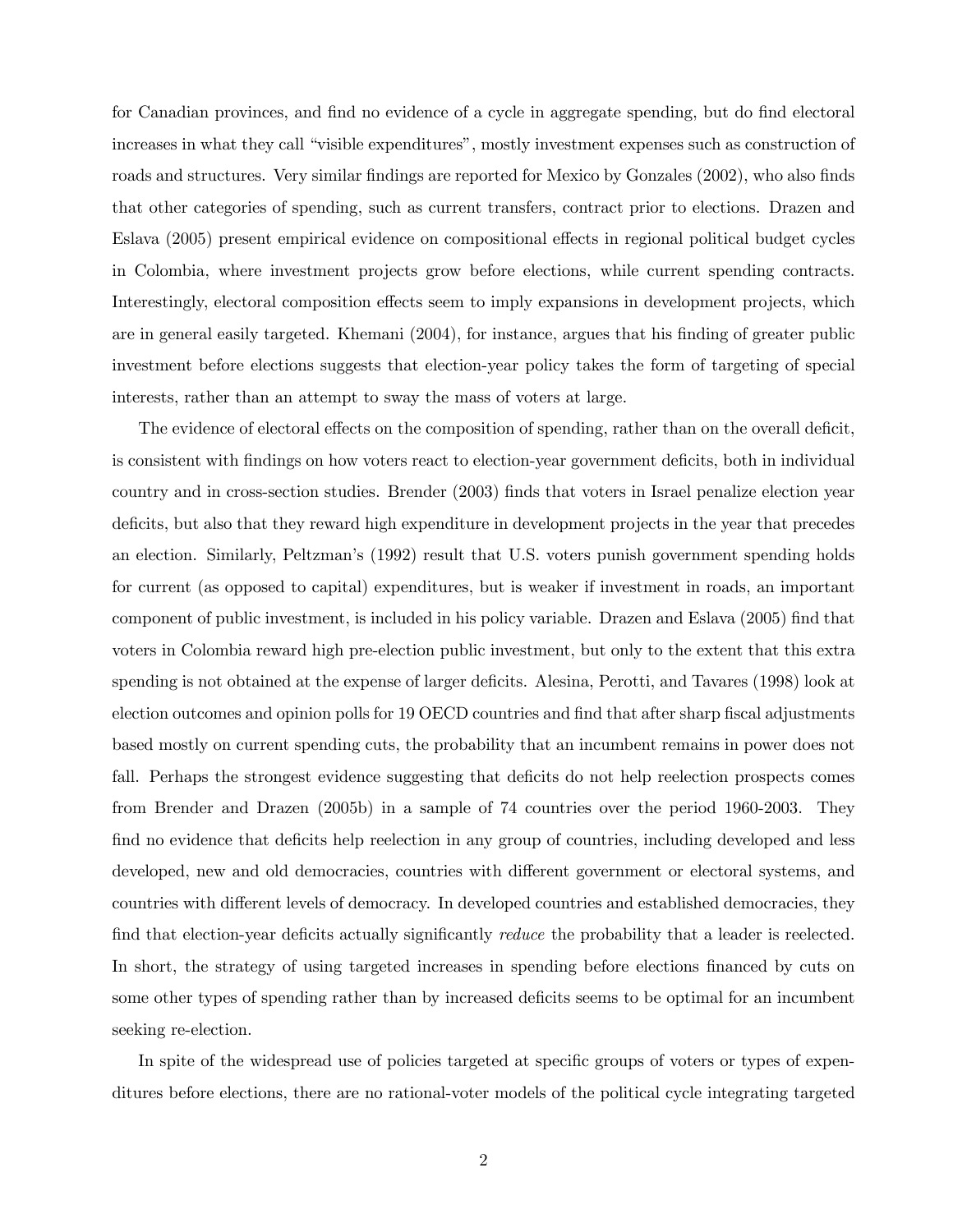for Canadian provinces, and find no evidence of a cycle in aggregate spending, but do find electoral increases in what they call "visible expenditures", mostly investment expenses such as construction of roads and structures. Very similar findings are reported for Mexico by Gonzales (2002), who also finds that other categories of spending, such as current transfers, contract prior to elections. Drazen and Eslava (2005) present empirical evidence on compositional effects in regional political budget cycles in Colombia, where investment projects grow before elections, while current spending contracts. Interestingly, electoral composition effects seem to imply expansions in development projects, which are in general easily targeted. Khemani (2004), for instance, argues that his finding of greater public investment before elections suggests that election-year policy takes the form of targeting of special interests, rather than an attempt to sway the mass of voters at large.

The evidence of electoral effects on the composition of spending, rather than on the overall deficit, is consistent with findings on how voters react to election-year government deficits, both in individual country and in cross-section studies. Brender (2003) finds that voters in Israel penalize election year deficits, but also that they reward high expenditure in development projects in the year that precedes an election. Similarly, Peltzman's (1992) result that U.S. voters punish government spending holds for current (as opposed to capital) expenditures, but is weaker if investment in roads, an important component of public investment, is included in his policy variable. Drazen and Eslava (2005) find that voters in Colombia reward high pre-election public investment, but only to the extent that this extra spending is not obtained at the expense of larger deficits. Alesina, Perotti, and Tavares (1998) look at election outcomes and opinion polls for 19 OECD countries and find that after sharp fiscal adjustments based mostly on current spending cuts, the probability that an incumbent remains in power does not fall. Perhaps the strongest evidence suggesting that deficits do not help reelection prospects comes from Brender and Drazen (2005b) in a sample of 74 countries over the period 1960-2003. They find no evidence that deficits help reelection in any group of countries, including developed and less developed, new and old democracies, countries with different government or electoral systems, and countries with different levels of democracy. In developed countries and established democracies, they find that election-year deficits actually significantly *reduce* the probability that a leader is reelected. In short, the strategy of using targeted increases in spending before elections financed by cuts on some other types of spending rather than by increased deficits seems to be optimal for an incumbent seeking re-election.

In spite of the widespread use of policies targeted at specific groups of voters or types of expenditures before elections, there are no rational-voter models of the political cycle integrating targeted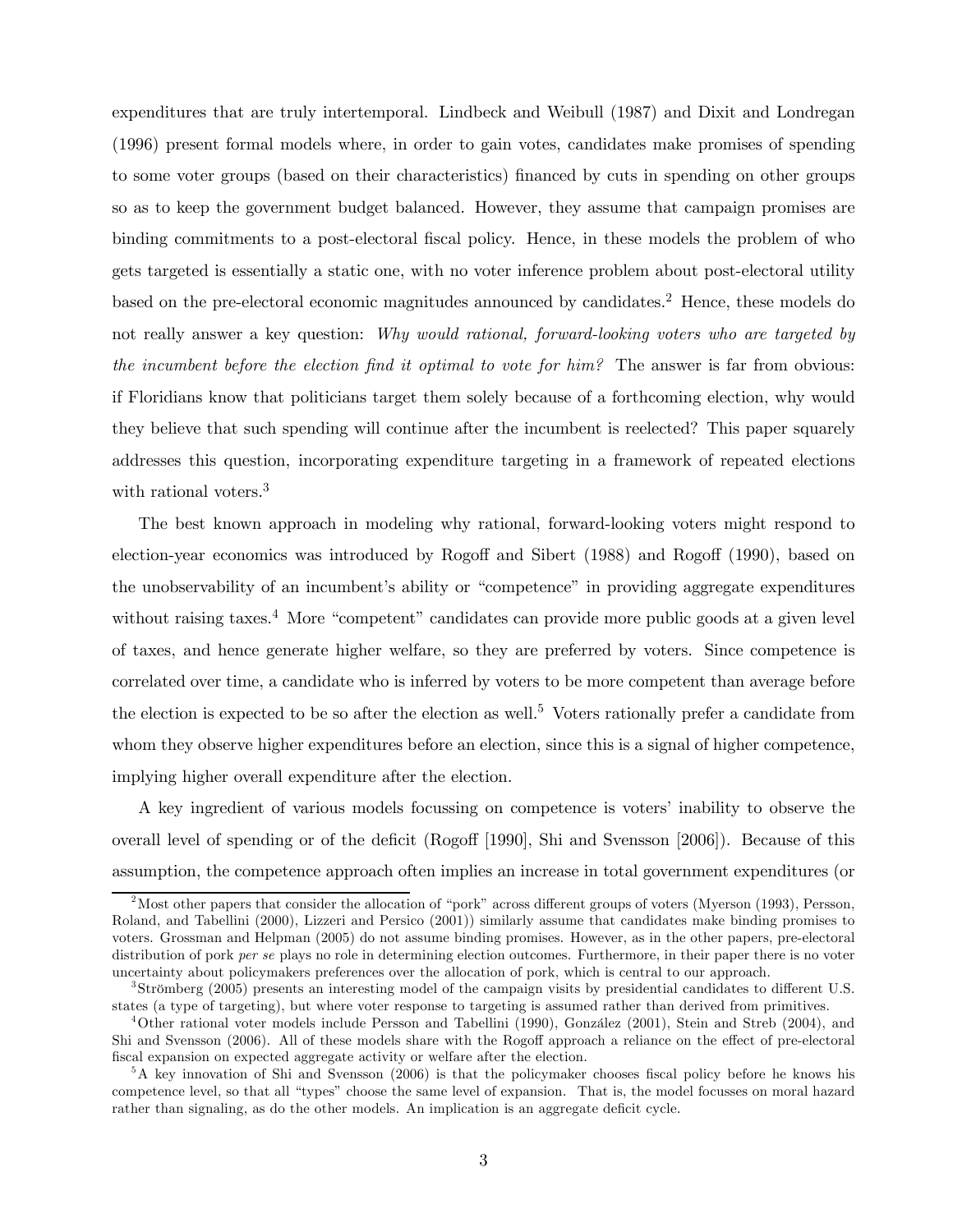expenditures that are truly intertemporal. Lindbeck and Weibull (1987) and Dixit and Londregan (1996) present formal models where, in order to gain votes, candidates make promises of spending to some voter groups (based on their characteristics) financed by cuts in spending on other groups so as to keep the government budget balanced. However, they assume that campaign promises are binding commitments to a post-electoral fiscal policy. Hence, in these models the problem of who gets targeted is essentially a static one, with no voter inference problem about post-electoral utility based on the pre-electoral economic magnitudes announced by candidates.[2] Hence, these models do not really answer a key question: *Why would rational, forward-looking voters who are targeted by the incumbent before the election find it optimal to vote for him?* The answer is far from obvious: if Floridians know that politicians target them solely because of a forthcoming election, why would they believe that such spending will continue after the incumbent is reelected? This paper squarely addresses this question, incorporating expenditure targeting in a framework of repeated elections with rational voters.[3]

The best known approach in modeling why rational, forward-looking voters might respond to election-year economics was introduced by Rogoff and Sibert (1988) and Rogoff (1990), based on the unobservability of an incumbent's ability or "competence" in providing aggregate expenditures without raising taxes.[4] More "competent" candidates can provide more public goods at a given level of taxes, and hence generate higher welfare, so they are preferred by voters. Since competence is correlated over time, a candidate who is inferred by voters to be more competent than average before the election is expected to be so after the election as well.[5] Voters rationally prefer a candidate from whom they observe higher expenditures before an election, since this is a signal of higher competence, implying higher overall expenditure after the election.

A key ingredient of various models focussing on competence is voters' inability to observe the overall level of spending or of the deficit (Rogoff [1990], Shi and Svensson [2006]). Because of this assumption, the competence approach often implies an increase in total government expenditures (or

---

[2] Most other papers that consider the allocation of "pork" across different groups of voters (Myerson (1993), Persson, Roland, and Tabellini (2000), Lizzeri and Persico (2001)) similarly assume that candidates make binding promises to voters. Grossman and Helpman (2005) do not assume binding promises. However, as in the other papers, pre-electoral distribution of pork *per se* plays no role in determining election outcomes. Furthermore, in their paper there is no voter uncertainty about policymakers preferences over the allocation of pork, which is central to our approach.

[3] Strömberg (2005) presents an interesting model of the campaign visits by presidential candidates to different U.S. states (a type of targeting), but where voter response to targeting is assumed rather than derived from primitives.

[4] Other rational voter models include Persson and Tabellini (1990), González (2001), Stein and Streb (2004), and Shi and Svensson (2006). All of these models share with the Rogoff approach a reliance on the effect of pre-electoral fiscal expansion on expected aggregate activity or welfare after the election.

[5] A key innovation of Shi and Svensson (2006) is that the policymaker chooses fiscal policy before he knows his competence level, so that all "types" choose the same level of expansion. That is, the model focusses on moral hazard rather than signaling, as do the other models. An implication is an aggregate deficit cycle.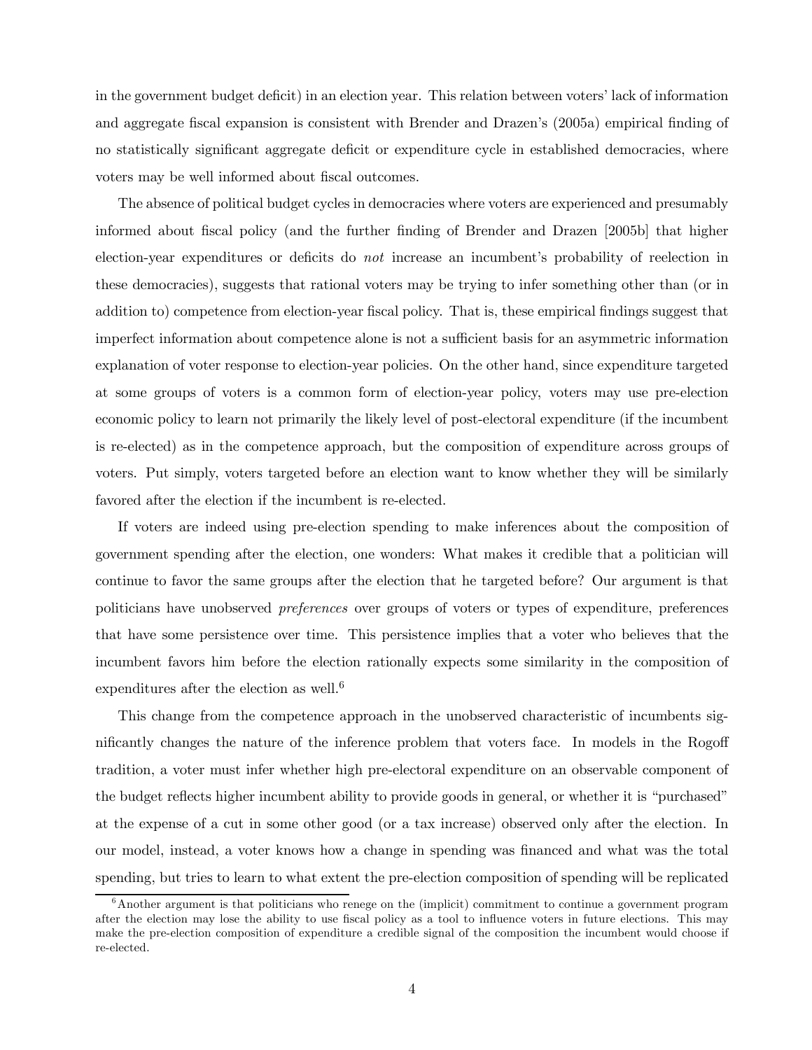in the government budget deficit) in an election year. This relation between voters' lack of information and aggregate fiscal expansion is consistent with Brender and Drazen's (2005a) empirical finding of no statistically significant aggregate deficit or expenditure cycle in established democracies, where voters may be well informed about fiscal outcomes.

The absence of political budget cycles in democracies where voters are experienced and presumably informed about fiscal policy (and the further finding of Brender and Drazen [2005b] that higher election-year expenditures or deficits do *not* increase an incumbent's probability of reelection in these democracies), suggests that rational voters may be trying to infer something other than (or in addition to) competence from election-year fiscal policy. That is, these empirical findings suggest that imperfect information about competence alone is not a sufficient basis for an asymmetric information explanation of voter response to election-year policies. On the other hand, since expenditure targeted at some groups of voters is a common form of election-year policy, voters may use pre-election economic policy to learn not primarily the likely level of post-electoral expenditure (if the incumbent is re-elected) as in the competence approach, but the composition of expenditure across groups of voters. Put simply, voters targeted before an election want to know whether they will be similarly favored after the election if the incumbent is re-elected.

If voters are indeed using pre-election spending to make inferences about the composition of government spending after the election, one wonders: What makes it credible that a politician will continue to favor the same groups after the election that he targeted before? Our argument is that politicians have unobserved *preferences* over groups of voters or types of expenditure, preferences that have some persistence over time. This persistence implies that a voter who believes that the incumbent favors him before the election rationally expects some similarity in the composition of expenditures after the election as well.[6]

This change from the competence approach in the unobserved characteristic of incumbents significantly changes the nature of the inference problem that voters face. In models in the Rogoff tradition, a voter must infer whether high pre-electoral expenditure on an observable component of the budget reflects higher incumbent ability to provide goods in general, or whether it is "purchased" at the expense of a cut in some other good (or a tax increase) observed only after the election. In our model, instead, a voter knows how a change in spending was financed and what was the total spending, but tries to learn to what extent the pre-election composition of spending will be replicated

[6] Another argument is that politicians who renege on the (implicit) commitment to continue a government program after the election may lose the ability to use fiscal policy as a tool to influence voters in future elections. This may make the pre-election composition of expenditure a credible signal of the composition the incumbent would choose if re-elected.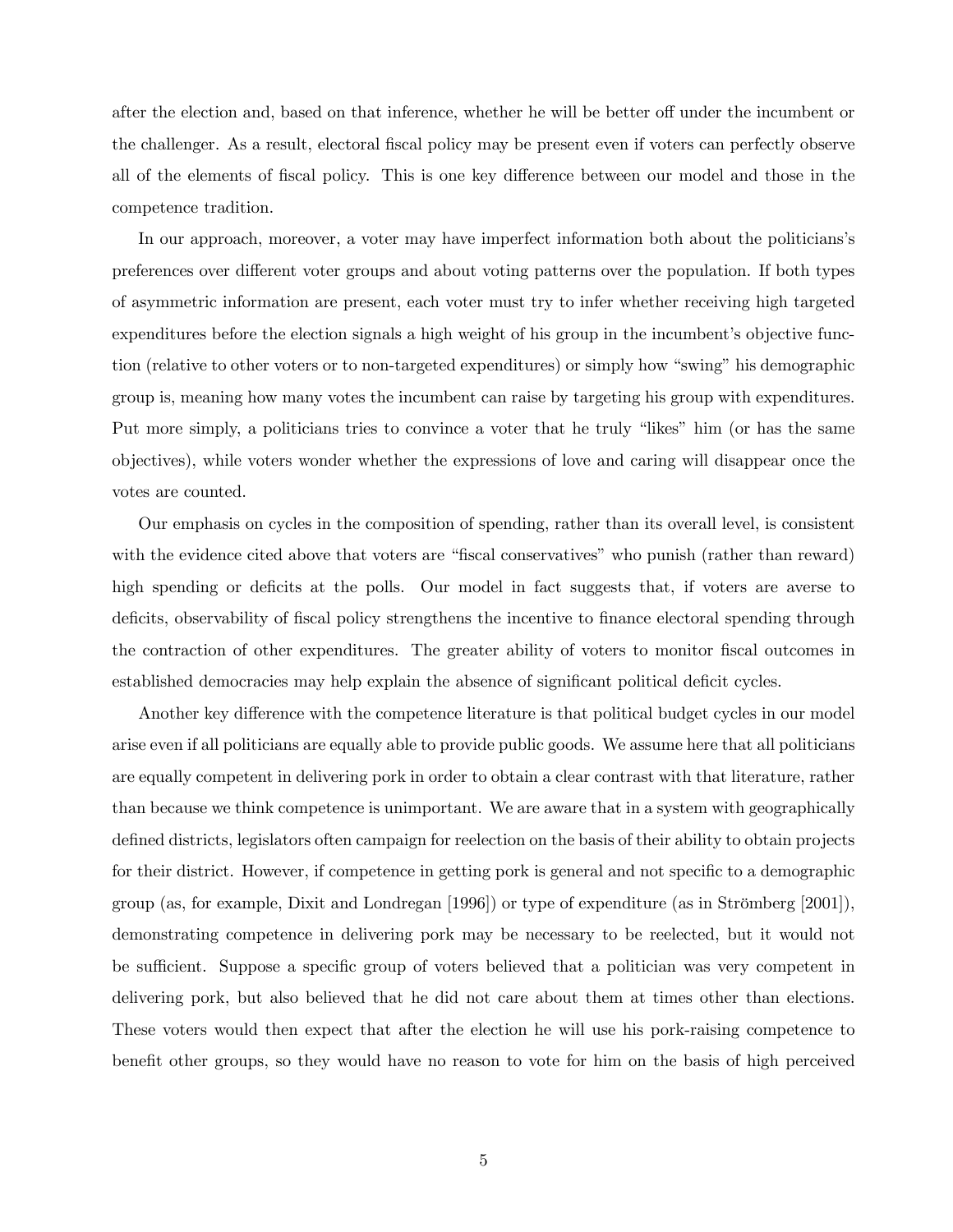after the election and, based on that inference, whether he will be better off under the incumbent or the challenger. As a result, electoral fiscal policy may be present even if voters can perfectly observe all of the elements of fiscal policy. This is one key difference between our model and those in the competence tradition.

In our approach, moreover, a voter may have imperfect information both about the politicians's preferences over different voter groups and about voting patterns over the population. If both types of asymmetric information are present, each voter must try to infer whether receiving high targeted expenditures before the election signals a high weight of his group in the incumbent's objective function (relative to other voters or to non-targeted expenditures) or simply how "swing" his demographic group is, meaning how many votes the incumbent can raise by targeting his group with expenditures. Put more simply, a politicians tries to convince a voter that he truly "likes" him (or has the same objectives), while voters wonder whether the expressions of love and caring will disappear once the votes are counted.

Our emphasis on cycles in the composition of spending, rather than its overall level, is consistent with the evidence cited above that voters are "fiscal conservatives" who punish (rather than reward) high spending or deficits at the polls. Our model in fact suggests that, if voters are averse to deficits, observability of fiscal policy strengthens the incentive to finance electoral spending through the contraction of other expenditures. The greater ability of voters to monitor fiscal outcomes in established democracies may help explain the absence of significant political deficit cycles.

Another key difference with the competence literature is that political budget cycles in our model arise even if all politicians are equally able to provide public goods. We assume here that all politicians are equally competent in delivering pork in order to obtain a clear contrast with that literature, rather than because we think competence is unimportant. We are aware that in a system with geographically defined districts, legislators often campaign for reelection on the basis of their ability to obtain projects for their district. However, if competence in getting pork is general and not specific to a demographic group (as, for example, Dixit and Londregan [1996]) or type of expenditure (as in Strömberg [2001]), demonstrating competence in delivering pork may be necessary to be reelected, but it would not be sufficient. Suppose a specific group of voters believed that a politician was very competent in delivering pork, but also believed that he did not care about them at times other than elections. These voters would then expect that after the election he will use his pork-raising competence to benefit other groups, so they would have no reason to vote for him on the basis of high perceived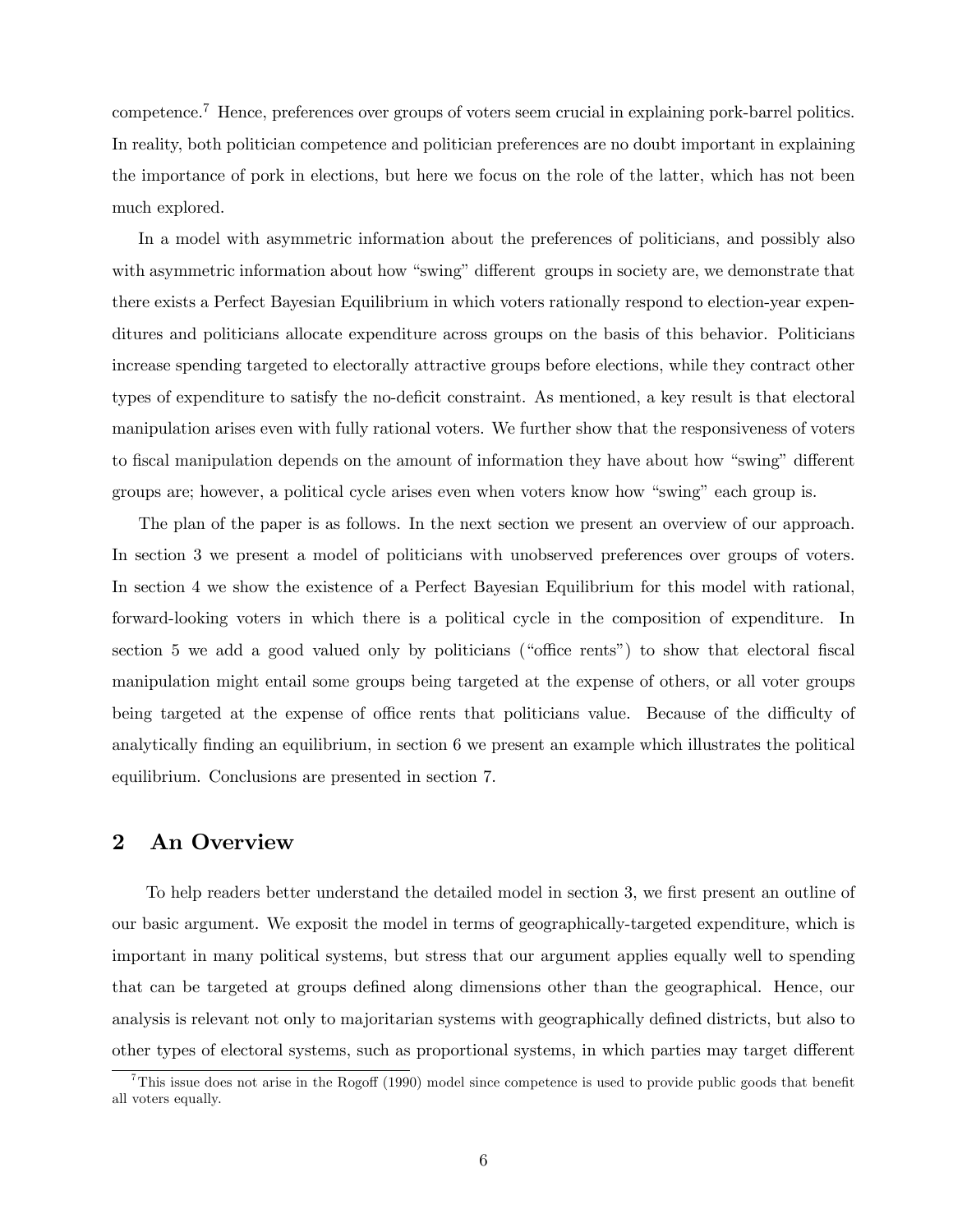competence.[7] Hence, preferences over groups of voters seem crucial in explaining pork-barrel politics. In reality, both politician competence and politician preferences are no doubt important in explaining the importance of pork in elections, but here we focus on the role of the latter, which has not been much explored.

In a model with asymmetric information about the preferences of politicians, and possibly also with asymmetric information about how "swing" different groups in society are, we demonstrate that there exists a Perfect Bayesian Equilibrium in which voters rationally respond to election-year expenditures and politicians allocate expenditure across groups on the basis of this behavior. Politicians increase spending targeted to electorally attractive groups before elections, while they contract other types of expenditure to satisfy the no-deficit constraint. As mentioned, a key result is that electoral manipulation arises even with fully rational voters. We further show that the responsiveness of voters to fiscal manipulation depends on the amount of information they have about how "swing" different groups are; however, a political cycle arises even when voters know how "swing" each group is.

The plan of the paper is as follows. In the next section we present an overview of our approach. In section 3 we present a model of politicians with unobserved preferences over groups of voters. In section 4 we show the existence of a Perfect Bayesian Equilibrium for this model with rational, forward-looking voters in which there is a political cycle in the composition of expenditure. In section 5 we add a good valued only by politicians ("office rents") to show that electoral fiscal manipulation might entail some groups being targeted at the expense of others, or all voter groups being targeted at the expense of office rents that politicians value. Because of the difficulty of analytically finding an equilibrium, in section 6 we present an example which illustrates the political equilibrium. Conclusions are presented in section 7.

## 2 An Overview

To help readers better understand the detailed model in section 3, we first present an outline of our basic argument. We exposit the model in terms of geographically-targeted expenditure, which is important in many political systems, but stress that our argument applies equally well to spending that can be targeted at groups defined along dimensions other than the geographical. Hence, our analysis is relevant not only to majoritarian systems with geographically defined districts, but also to other types of electoral systems, such as proportional systems, in which parties may target different

[7] This issue does not arise in the Rogoff (1990) model since competence is used to provide public goods that benefit all voters equally.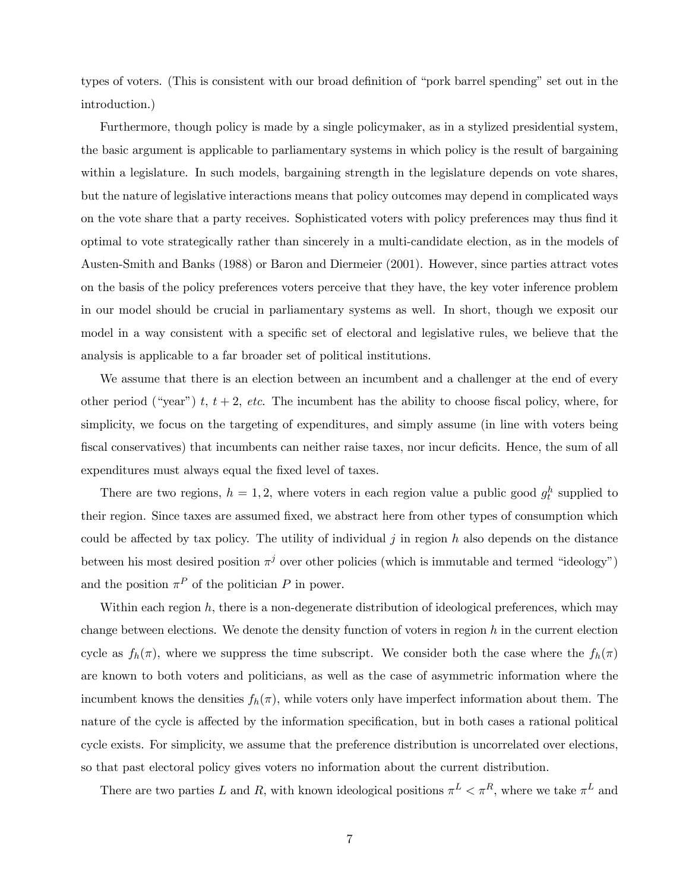types of voters. (This is consistent with our broad definition of "pork barrel spending" set out in the introduction.)

Furthermore, though policy is made by a single policymaker, as in a stylized presidential system, the basic argument is applicable to parliamentary systems in which policy is the result of bargaining within a legislature. In such models, bargaining strength in the legislature depends on vote shares, but the nature of legislative interactions means that policy outcomes may depend in complicated ways on the vote share that a party receives. Sophisticated voters with policy preferences may thus find it optimal to vote strategically rather than sincerely in a multi-candidate election, as in the models of Austen-Smith and Banks (1988) or Baron and Diermeier (2001). However, since parties attract votes on the basis of the policy preferences voters perceive that they have, the key voter inference problem in our model should be crucial in parliamentary systems as well. In short, though we exposit our model in a way consistent with a specific set of electoral and legislative rules, we believe that the analysis is applicable to a far broader set of political institutions.

We assume that there is an election between an incumbent and a challenger at the end of every other period ("year") $t$, $t+2$, *etc.* The incumbent has the ability to choose fiscal policy, where, for simplicity, we focus on the targeting of expenditures, and simply assume (in line with voters being fiscal conservatives) that incumbents can neither raise taxes, nor incur deficits. Hence, the sum of all expenditures must always equal the fixed level of taxes.

There are two regions, $h = 1, 2$, where voters in each region value a public good $g_t^h$ supplied to their region. Since taxes are assumed fixed, we abstract here from other types of consumption which could be affected by tax policy. The utility of individual $j$ in region $h$ also depends on the distance between his most desired position $\pi^j$ over other policies (which is immutable and termed "ideology") and the position $\pi^P$ of the politician $P$ in power.

Within each region $h$, there is a non-degenerate distribution of ideological preferences, which may change between elections. We denote the density function of voters in region $h$ in the current election cycle as $f_h(\pi)$, where we suppress the time subscript. We consider both the case where the $f_h(\pi)$ are known to both voters and politicians, as well as the case of asymmetric information where the incumbent knows the densities $f_h(\pi)$, while voters only have imperfect information about them. The nature of the cycle is affected by the information specification, but in both cases a rational political cycle exists. For simplicity, we assume that the preference distribution is uncorrelated over elections, so that past electoral policy gives voters no information about the current distribution.

There are two parties $L$ and $R$, with known ideological positions $\pi^L < \pi^R$, where we take $\pi^L$ and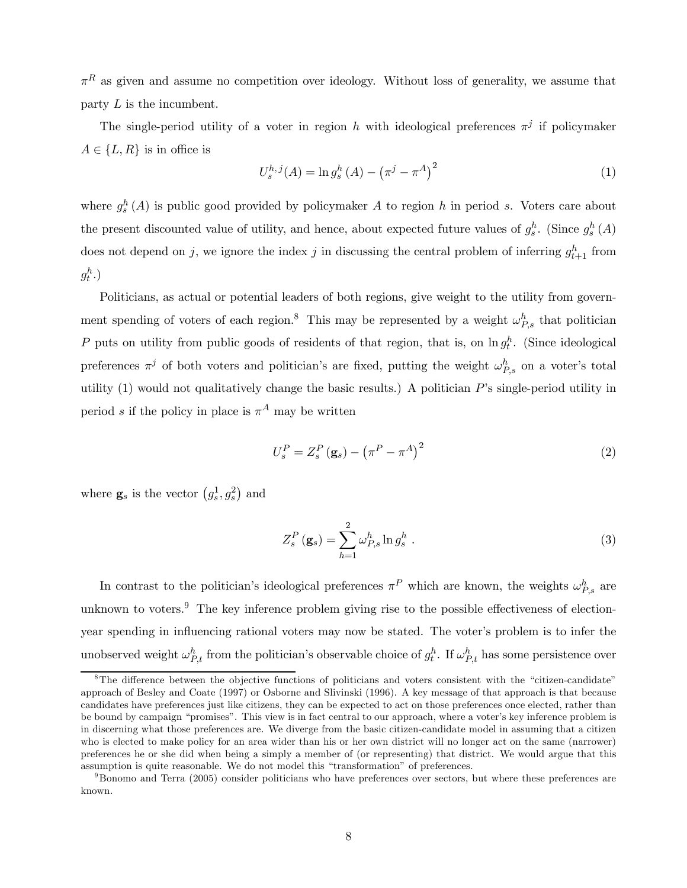$\pi^R$ as given and assume no competition over ideology. Without loss of generality, we assume that party $L$ is the incumbent.

The single-period utility of a voter in region $h$ with ideological preferences $\pi^j$ if policymaker $A \in \{L, R\}$ is in office is

$$U_s^{h,j}(A) = \ln g_s^h(A) - \left(\pi^j - \pi^A\right)^2 \tag{1}$$

where $g_s^h(A)$ is public good provided by policymaker $A$ to region $h$ in period $s$. Voters care about the present discounted value of utility, and hence, about expected future values of $g_s^h$. (Since $g_s^h(A)$ does not depend on $j$, we ignore the index $j$ in discussing the central problem of inferring $g_{t+1}^h$ from $g_t^h$.)

Politicians, as actual or potential leaders of both regions, give weight to the utility from government spending of voters of each region.[8] This may be represented by a weight $\omega_{P,s}^h$ that politician $P$ puts on utility from public goods of residents of that region, that is, on $\ln g_t^h$. (Since ideological preferences $\pi^j$ of both voters and politician's are fixed, putting the weight $\omega_{P,s}^h$ on a voter's total utility (1) would not qualitatively change the basic results.) A politician $P$'s single-period utility in period $s$ if the policy in place is $\pi^A$ may be written

$$U_s^P = Z_s^P(\mathbf{g}_s) - \left(\pi^P - \pi^A\right)^2 \tag{2}$$

where $\mathbf{g}_s$ is the vector $\left(g_s^1, g_s^2\right)$ and

$$Z_s^P(\mathbf{g}_s) = \sum_{h=1}^{2} \omega_{P,s}^h \ln g_s^h \ . \tag{3}$$

In contrast to the politician's ideological preferences $\pi^P$ which are known, the weights $\omega_{P,s}^h$ are unknown to voters.[9] The key inference problem giving rise to the possible effectiveness of election-year spending in influencing rational voters may now be stated. The voter's problem is to infer the unobserved weight $\omega_{P,t}^h$ from the politician's observable choice of $g_t^h$. If $\omega_{P,t}^h$ has some persistence over

[8] The difference between the objective functions of politicians and voters consistent with the "citizen-candidate" approach of Besley and Coate (1997) or Osborne and Slivinski (1996). A key message of that approach is that because candidates have preferences just like citizens, they can be expected to act on those preferences once elected, rather than be bound by campaign "promises". This view is in fact central to our approach, where a voter's key inference problem is in discerning what those preferences are. We diverge from the basic citizen-candidate model in assuming that a citizen who is elected to make policy for an area wider than his or her own district will no longer act on the same (narrower) preferences he or she did when being a simply a member of (or representing) that district. We would argue that this assumption is quite reasonable. We do not model this "transformation" of preferences.

[9] Bonomo and Terra (2005) consider politicians who have preferences over sectors, but where these preferences are known.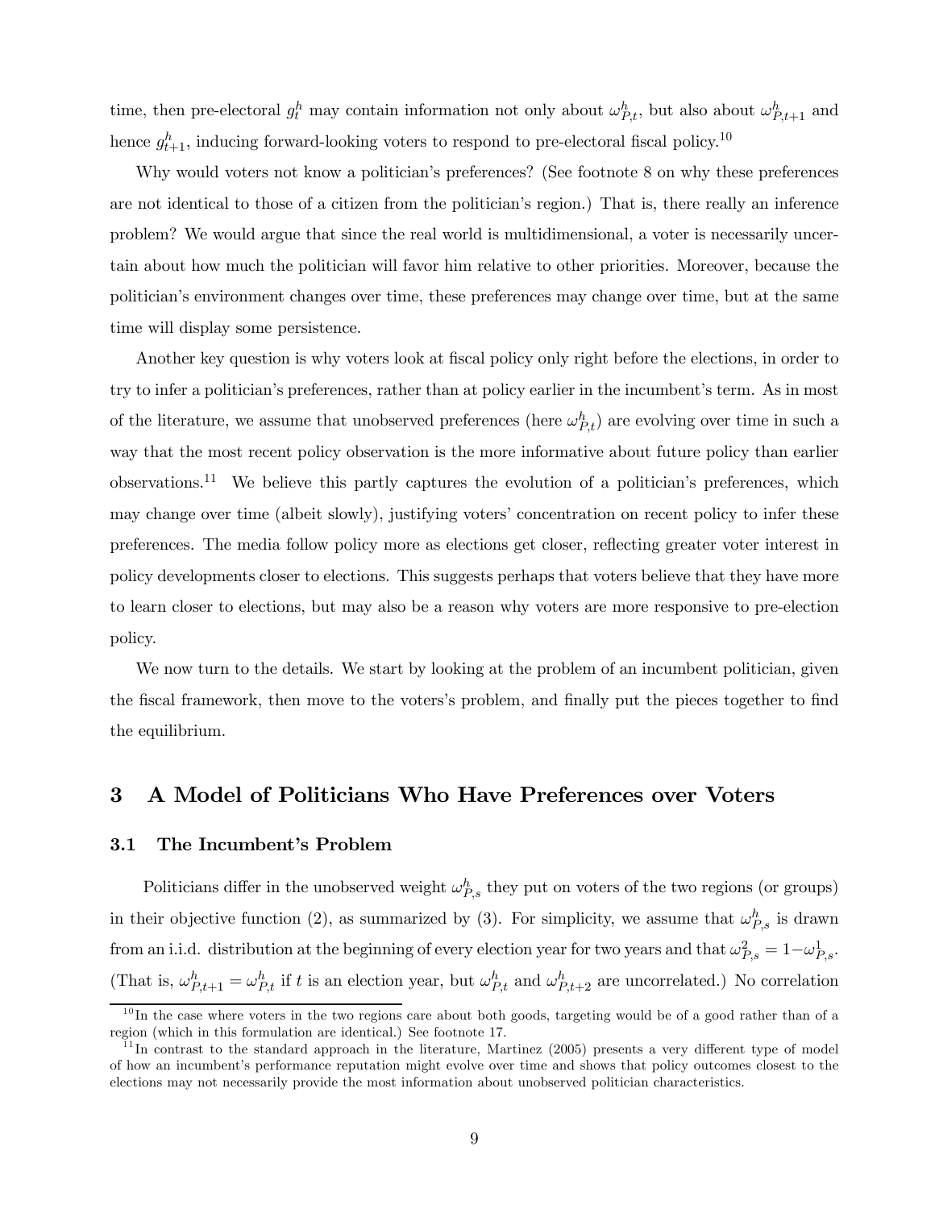time, then pre-electoral $g^h_t$ may contain information not only about $\omega^h_{P,t}$, but also about $\omega^h_{P,t+1}$ and hence $g^h_{t+1}$, inducing forward-looking voters to respond to pre-electoral fiscal policy.[10]

Why would voters not know a politician's preferences? (See footnote 8 on why these preferences are not identical to those of a citizen from the politician's region.) That is, there really an inference problem? We would argue that since the real world is multidimensional, a voter is necessarily uncertain about how much the politician will favor him relative to other priorities. Moreover, because the politician's environment changes over time, these preferences may change over time, but at the same time will display some persistence.

Another key question is why voters look at fiscal policy only right before the elections, in order to try to infer a politician's preferences, rather than at policy earlier in the incumbent's term. As in most of the literature, we assume that unobserved preferences (here $\omega^h_{P,t}$) are evolving over time in such a way that the most recent policy observation is the more informative about future policy than earlier observations.[11] We believe this partly captures the evolution of a politician's preferences, which may change over time (albeit slowly), justifying voters' concentration on recent policy to infer these preferences. The media follow policy more as elections get closer, reflecting greater voter interest in policy developments closer to elections. This suggests perhaps that voters believe that they have more to learn closer to elections, but may also be a reason why voters are more responsive to pre-election policy.

We now turn to the details. We start by looking at the problem of an incumbent politician, given the fiscal framework, then move to the voters's problem, and finally put the pieces together to find the equilibrium.

# 3 A Model of Politicians Who Have Preferences over Voters

## 3.1 The Incumbent's Problem

Politicians differ in the unobserved weight $\omega^h_{P,s}$ they put on voters of the two regions (or groups) in their objective function (2), as summarized by (3). For simplicity, we assume that $\omega^h_{P,s}$ is drawn from an i.i.d. distribution at the beginning of every election year for two years and that $\omega^2_{P,s} = 1 - \omega^1_{P,s}$. (That is, $\omega^h_{P,t+1} = \omega^h_{P,t}$ if $t$ is an election year, but $\omega^h_{P,t}$ and $\omega^h_{P,t+2}$ are uncorrelated.) No correlation

[10] In the case where voters in the two regions care about both goods, targeting would be of a good rather than of a region (which in this formulation are identical.) See footnote 17.

[11] In contrast to the standard approach in the literature, Martinez (2005) presents a very different type of model of how an incumbent's performance reputation might evolve over time and shows that policy outcomes closest to the elections may not necessarily provide the most information about unobserved politician characteristics.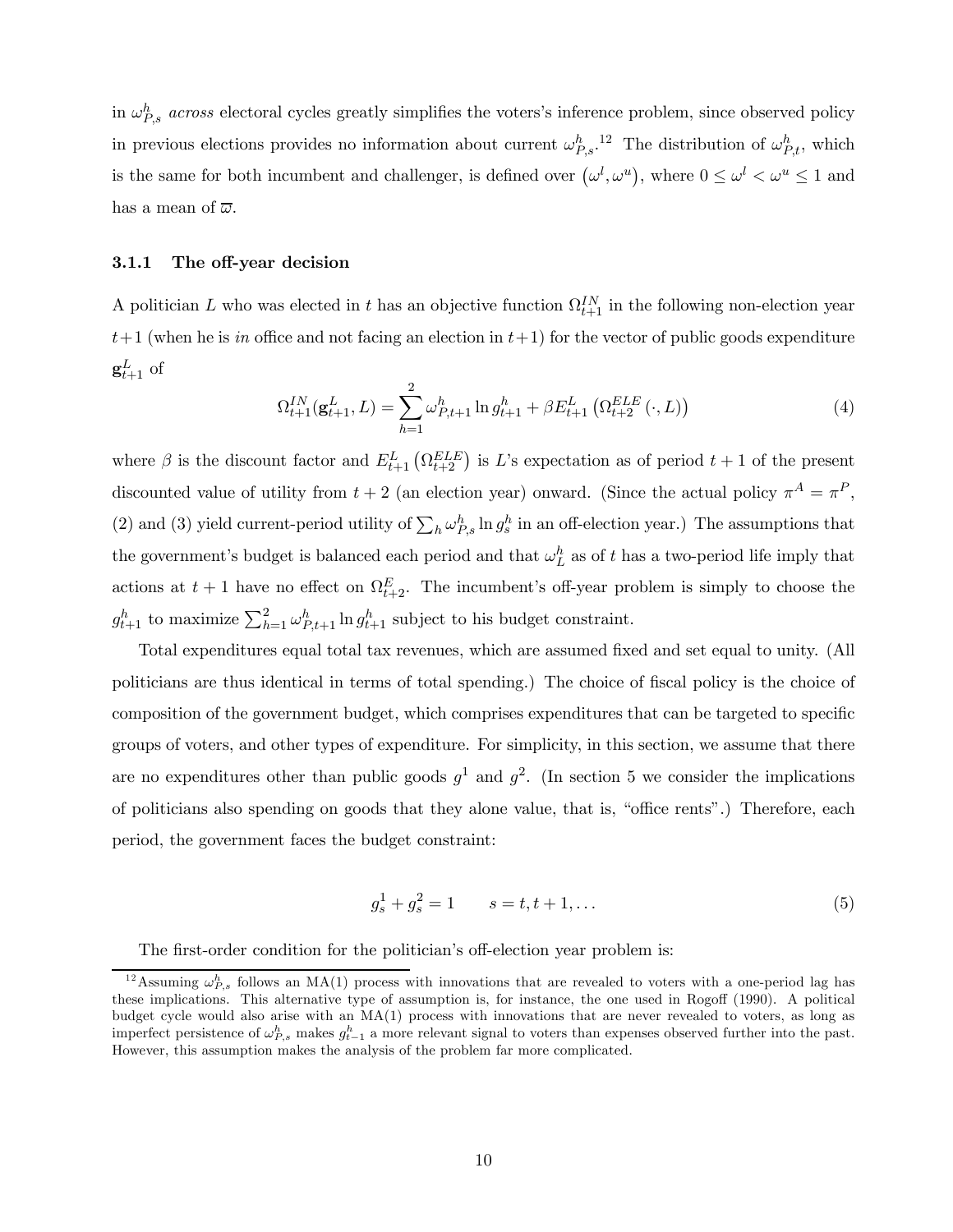in $\omega^h_{P,s}$ *across* electoral cycles greatly simplifies the voters's inference problem, since observed policy in previous elections provides no information about current $\omega^h_{P,s}$.[12] The distribution of $\omega^h_{P,t}$, which is the same for both incumbent and challenger, is defined over $\left(\omega^l, \omega^u\right)$, where $0 \leq \omega^l < \omega^u \leq 1$ and has a mean of $\overline{\varpi}$.

### 3.1.1 The off-year decision

A politician $L$ who was elected in $t$ has an objective function $\Omega^{IN}_{t+1}$ in the following non-election year $t+1$ (when he is *in* office and not facing an election in $t+1$) for the vector of public goods expenditure $\mathbf{g}^L_{t+1}$ of

$$\Omega^{IN}_{t+1}(\mathbf{g}^L_{t+1}, L) = \sum_{h=1}^{2} \omega^h_{P,t+1} \ln g^h_{t+1} + \beta E^L_{t+1}\left(\Omega^{ELE}_{t+2}\left(\cdot, L\right)\right) \tag{4}$$

where $\beta$ is the discount factor and $E^L_{t+1}\left(\Omega^{ELE}_{t+2}\right)$ is $L$'s expectation as of period $t+1$ of the present discounted value of utility from $t+2$ (an election year) onward. (Since the actual policy $\pi^A = \pi^P$, (2) and (3) yield current-period utility of $\sum_h \omega^h_{P,s} \ln g^h_s$ in an off-election year.) The assumptions that the government's budget is balanced each period and that $\omega^h_L$ as of $t$ has a two-period life imply that actions at $t+1$ have no effect on $\Omega^E_{t+2}$. The incumbent's off-year problem is simply to choose the $g^h_{t+1}$ to maximize $\sum_{h=1}^{2} \omega^h_{P,t+1} \ln g^h_{t+1}$ subject to his budget constraint.

Total expenditures equal total tax revenues, which are assumed fixed and set equal to unity. (All politicians are thus identical in terms of total spending.) The choice of fiscal policy is the choice of composition of the government budget, which comprises expenditures that can be targeted to specific groups of voters, and other types of expenditure. For simplicity, in this section, we assume that there are no expenditures other than public goods $g^1$ and $g^2$. (In section 5 we consider the implications of politicians also spending on goods that they alone value, that is, "office rents".) Therefore, each period, the government faces the budget constraint:

$$g^1_s + g^2_s = 1 \qquad s = t, t+1, \ldots \tag{5}$$

The first-order condition for the politician's off-election year problem is:

[12] Assuming $\omega^h_{P,s}$ follows an MA(1) process with innovations that are revealed to voters with a one-period lag has these implications. This alternative type of assumption is, for instance, the one used in Rogoff (1990). A political budget cycle would also arise with an MA(1) process with innovations that are never revealed to voters, as long as imperfect persistence of $\omega^h_{P,s}$ makes $g^h_{t-1}$ a more relevant signal to voters than expenses observed further into the past. However, this assumption makes the analysis of the problem far more complicated.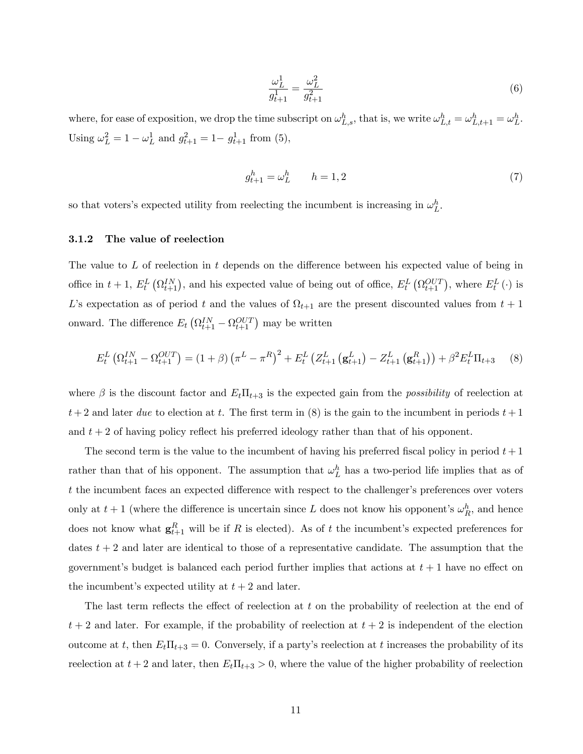$$\frac{\omega_L^1}{g_{t+1}^1} = \frac{\omega_L^2}{g_{t+1}^2} \tag{6}$$

where, for ease of exposition, we drop the time subscript on $\omega_{L,s}^h$, that is, we write $\omega_{L,t}^h = \omega_{L,t+1}^h = \omega_L^h$. Using $\omega_L^2 = 1 - \omega_L^1$ and $g_{t+1}^2 = 1 - g_{t+1}^1$ from (5),

$$g_{t+1}^h = \omega_L^h \qquad h = 1, 2 \tag{7}$$

so that voters's expected utility from reelecting the incumbent is increasing in $\omega_L^h$.

### 3.1.2 The value of reelection

The value to $L$ of reelection in $t$ depends on the difference between his expected value of being in office in $t+1$, $E_t^L\left(\Omega_{t+1}^{IN}\right)$, and his expected value of being out of office, $E_t^L\left(\Omega_{t+1}^{OUT}\right)$, where $E_t^L(\cdot)$ is $L$'s expectation as of period $t$ and the values of $\Omega_{t+1}$ are the present discounted values from $t+1$ onward. The difference $E_t\left(\Omega_{t+1}^{IN} - \Omega_{t+1}^{OUT}\right)$ may be written

$$E_t^L\left(\Omega_{t+1}^{IN} - \Omega_{t+1}^{OUT}\right) = (1+\beta)\left(\pi^L - \pi^R\right)^2 + E_t^L\left(Z_{t+1}^L\left(\mathbf{g}_{t+1}^L\right) - Z_{t+1}^L\left(\mathbf{g}_{t+1}^R\right)\right) + \beta^2 E_t^L \Pi_{t+3} \tag{8}$$

where $\beta$ is the discount factor and $E_t\Pi_{t+3}$ is the expected gain from the *possibility* of reelection at $t+2$ and later *due* to election at $t$. The first term in (8) is the gain to the incumbent in periods $t+1$ and $t+2$ of having policy reflect his preferred ideology rather than that of his opponent.

The second term is the value to the incumbent of having his preferred fiscal policy in period $t+1$ rather than that of his opponent. The assumption that $\omega_L^h$ has a two-period life implies that as of $t$ the incumbent faces an expected difference with respect to the challenger's preferences over voters only at $t+1$ (where the difference is uncertain since $L$ does not know his opponent's $\omega_R^h$, and hence does not know what $\mathbf{g}_{t+1}^R$ will be if $R$ is elected). As of $t$ the incumbent's expected preferences for dates $t+2$ and later are identical to those of a representative candidate. The assumption that the government's budget is balanced each period further implies that actions at $t+1$ have no effect on the incumbent's expected utility at $t+2$ and later.

The last term reflects the effect of reelection at $t$ on the probability of reelection at the end of $t+2$ and later. For example, if the probability of reelection at $t+2$ is independent of the election outcome at $t$, then $E_t\Pi_{t+3} = 0$. Conversely, if a party's reelection at $t$ increases the probability of its reelection at $t+2$ and later, then $E_t\Pi_{t+3} > 0$, where the value of the higher probability of reelection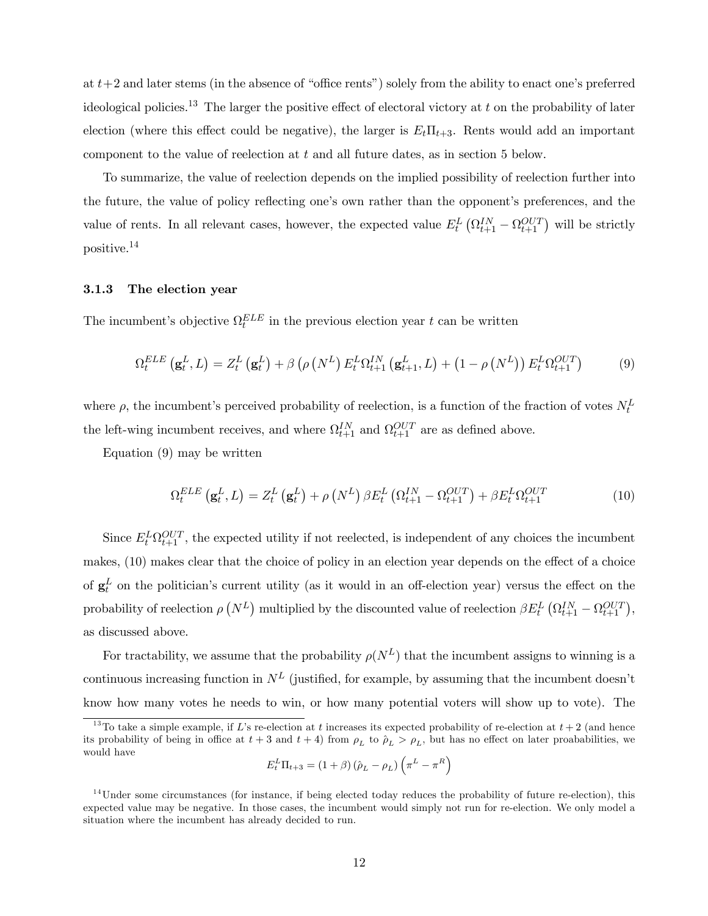at $t+2$ and later stems (in the absence of "office rents") solely from the ability to enact one's preferred ideological policies.[13] The larger the positive effect of electoral victory at $t$ on the probability of later election (where this effect could be negative), the larger is $E_t\Pi_{t+3}$. Rents would add an important component to the value of reelection at $t$ and all future dates, as in section 5 below.

To summarize, the value of reelection depends on the implied possibility of reelection further into the future, the value of policy reflecting one's own rather than the opponent's preferences, and the value of rents. In all relevant cases, however, the expected value $E_t^L\left(\Omega_{t+1}^{IN} - \Omega_{t+1}^{OUT}\right)$ will be strictly positive.[14]

### 3.1.3 The election year

The incumbent's objective $\Omega_t^{ELE}$ in the previous election year $t$ can be written

$$\Omega_t^{ELE}\left(\mathbf{g}_t^L, L\right) = Z_t^L\left(\mathbf{g}_t^L\right) + \beta\left(\rho\left(N^L\right)E_t^L\Omega_{t+1}^{IN}\left(\mathbf{g}_{t+1}^L, L\right) + \left(1-\rho\left(N^L\right)\right)E_t^L\Omega_{t+1}^{OUT}\right) \tag{9}$$

where $\rho$, the incumbent's perceived probability of reelection, is a function of the fraction of votes $N_t^L$ the left-wing incumbent receives, and where $\Omega_{t+1}^{IN}$ and $\Omega_{t+1}^{OUT}$ are as defined above.

Equation (9) may be written

$$\Omega_t^{ELE}\left(\mathbf{g}_t^L, L\right) = Z_t^L\left(\mathbf{g}_t^L\right) + \rho\left(N^L\right)\beta E_t^L\left(\Omega_{t+1}^{IN} - \Omega_{t+1}^{OUT}\right) + \beta E_t^L\Omega_{t+1}^{OUT} \tag{10}$$

Since $E_t^L\Omega_{t+1}^{OUT}$, the expected utility if not reelected, is independent of any choices the incumbent makes, (10) makes clear that the choice of policy in an election year depends on the effect of a choice of $\mathbf{g}_t^L$ on the politician's current utility (as it would in an off-election year) versus the effect on the probability of reelection $\rho\left(N^L\right)$ multiplied by the discounted value of reelection $\beta E_t^L\left(\Omega_{t+1}^{IN} - \Omega_{t+1}^{OUT}\right)$, as discussed above.

For tractability, we assume that the probability $\rho(N^L)$ that the incumbent assigns to winning is a continuous increasing function in $N^L$ (justified, for example, by assuming that the incumbent doesn't know how many votes he needs to win, or how many potential voters will show up to vote). The

[13] To take a simple example, if $L$'s re-election at $t$ increases its expected probability of re-election at $t+2$ (and hence its probability of being in office at $t+3$ and $t+4$) from $\rho_L$ to $\hat{\rho}_L > \rho_L$, but has no effect on later proabailities, we would have

$$E_t^L\Pi_{t+3} = (1+\beta)\left(\hat{\rho}_L - \rho_L\right)\left(\pi^L - \pi^R\right)$$

[14] Under some circumstances (for instance, if being elected today reduces the probability of future re-election), this expected value may be negative. In those cases, the incumbent would simply not run for re-election. We only model a situation where the incumbent has already decided to run.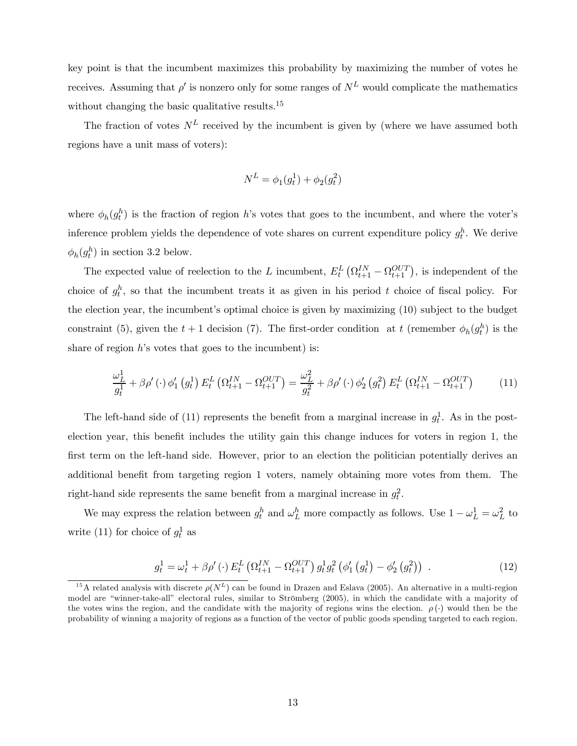key point is that the incumbent maximizes this probability by maximizing the number of votes he receives. Assuming that $\rho'$ is nonzero only for some ranges of $N^L$ would complicate the mathematics without changing the basic qualitative results.[15]

The fraction of votes $N^L$ received by the incumbent is given by (where we have assumed both regions have a unit mass of voters):

$$N^L = \phi_1(g_t^1) + \phi_2(g_t^2)$$

where $\phi_h(g_t^h)$ is the fraction of region $h$'s votes that goes to the incumbent, and where the voter's inference problem yields the dependence of vote shares on current expenditure policy $g_t^h$. We derive $\phi_h(g_t^h)$ in section 3.2 below.

The expected value of reelection to the $L$ incumbent, $E_t^L\left(\Omega_{t+1}^{IN} - \Omega_{t+1}^{OUT}\right)$, is independent of the choice of $g_t^h$, so that the incumbent treats it as given in his period $t$ choice of fiscal policy. For the election year, the incumbent's optimal choice is given by maximizing (10) subject to the budget constraint (5), given the $t+1$ decision (7). The first-order condition at $t$ (remember $\phi_h(g_t^h)$ is the share of region $h$'s votes that goes to the incumbent) is:

$$\frac{\omega_L^1}{g_t^1} + \beta\rho'(\cdot)\,\phi_1'\left(g_t^1\right)E_t^L\left(\Omega_{t+1}^{IN} - \Omega_{t+1}^{OUT}\right) = \frac{\omega_L^2}{g_t^2} + \beta\rho'(\cdot)\,\phi_2'\left(g_t^2\right)E_t^L\left(\Omega_{t+1}^{IN} - \Omega_{t+1}^{OUT}\right) \tag{11}$$

The left-hand side of (11) represents the benefit from a marginal increase in $g_t^1$. As in the post-election year, this benefit includes the utility gain this change induces for voters in region 1, the first term on the left-hand side. However, prior to an election the politician potentially derives an additional benefit from targeting region 1 voters, namely obtaining more votes from them. The right-hand side represents the same benefit from a marginal increase in $g_t^2$.

We may express the relation between $g_t^h$ and $\omega_L^h$ more compactly as follows. Use $1 - \omega_L^1 = \omega_L^2$ to write (11) for choice of $g_t^1$ as

$$g_t^1 = \omega_t^1 + \beta\rho'(\cdot)\,E_t^L\left(\Omega_{t+1}^{IN} - \Omega_{t+1}^{OUT}\right)g_t^1 g_t^2\left(\phi_1'\left(g_t^1\right) - \phi_2'\left(g_t^2\right)\right) \ . \tag{12}$$

[15] A related analysis with discrete $\rho(N^L)$ can be found in Drazen and Eslava (2005). An alternative in a multi-region model are "winner-take-all" electoral rules, similar to Strömberg (2005), in which the candidate with a majority of the votes wins the region, and the candidate with the majority of regions wins the election. $\rho(\cdot)$ would then be the probability of winning a majority of regions as a function of the vector of public goods spending targeted to each region.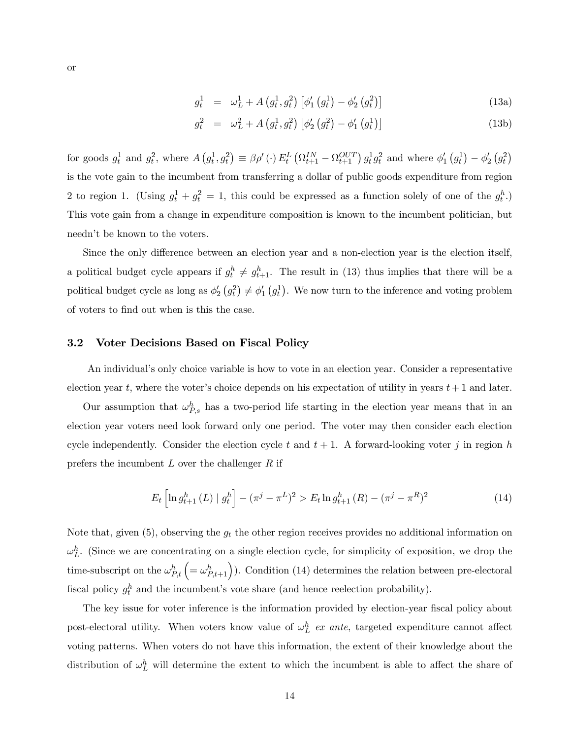or

$$
\begin{aligned}
g_t^1 &= \omega_L^1 + A\left(g_t^1, g_t^2\right)\left[\phi_1'\left(g_t^1\right) - \phi_2'\left(g_t^2\right)\right] && \text{(13a)} \\
g_t^2 &= \omega_L^2 + A\left(g_t^1, g_t^2\right)\left[\phi_2'\left(g_t^2\right) - \phi_1'\left(g_t^1\right)\right] && \text{(13b)}
\end{aligned}
$$

for goods $g_t^1$ and $g_t^2$, where $A\left(g_t^1, g_t^2\right) \equiv \beta\rho'\left(\cdot\right) E_t^L\left(\Omega_{t+1}^{IN} - \Omega_{t+1}^{OUT}\right) g_t^1 g_t^2$ and where $\phi_1'\left(g_t^1\right) - \phi_2'\left(g_t^2\right)$ is the vote gain to the incumbent from transferring a dollar of public goods expenditure from region 2 to region 1. (Using $g_t^1 + g_t^2 = 1$, this could be expressed as a function solely of one of the $g_t^h$.) This vote gain from a change in expenditure composition is known to the incumbent politician, but needn't be known to the voters.

Since the only difference between an election year and a non-election year is the election itself, a political budget cycle appears if $g_t^h \neq g_{t+1}^h$. The result in (13) thus implies that there will be a political budget cycle as long as $\phi_2'\left(g_t^2\right) \neq \phi_1'\left(g_t^1\right)$. We now turn to the inference and voting problem of voters to find out when is this the case.

### 3.2 Voter Decisions Based on Fiscal Policy

An individual's only choice variable is how to vote in an election year. Consider a representative election year $t$, where the voter's choice depends on his expectation of utility in years $t+1$ and later.

Our assumption that $\omega_{P,s}^h$ has a two-period life starting in the election year means that in an election year voters need look forward only one period. The voter may then consider each election cycle independently. Consider the election cycle $t$ and $t+1$. A forward-looking voter $j$ in region $h$ prefers the incumbent $L$ over the challenger $R$ if

$$
E_t\left[\ln g_{t+1}^h\left(L\right) \mid g_t^h\right] - \left(\pi^j - \pi^L\right)^2 > E_t \ln g_{t+1}^h\left(R\right) - \left(\pi^j - \pi^R\right)^2 \tag{14}
$$

Note that, given (5), observing the $g_t$ the other region receives provides no additional information on $\omega_L^h$. (Since we are concentrating on a single election cycle, for simplicity of exposition, we drop the time-subscript on the $\omega_{P,t}^h \left(= \omega_{P,t+1}^h\right)$). Condition (14) determines the relation between pre-electoral fiscal policy $g_t^h$ and the incumbent's vote share (and hence reelection probability).

The key issue for voter inference is the information provided by election-year fiscal policy about post-electoral utility. When voters know value of $\omega_L^h$ *ex ante*, targeted expenditure cannot affect voting patterns. When voters do not have this information, the extent of their knowledge about the distribution of $\omega_L^h$ will determine the extent to which the incumbent is able to affect the share of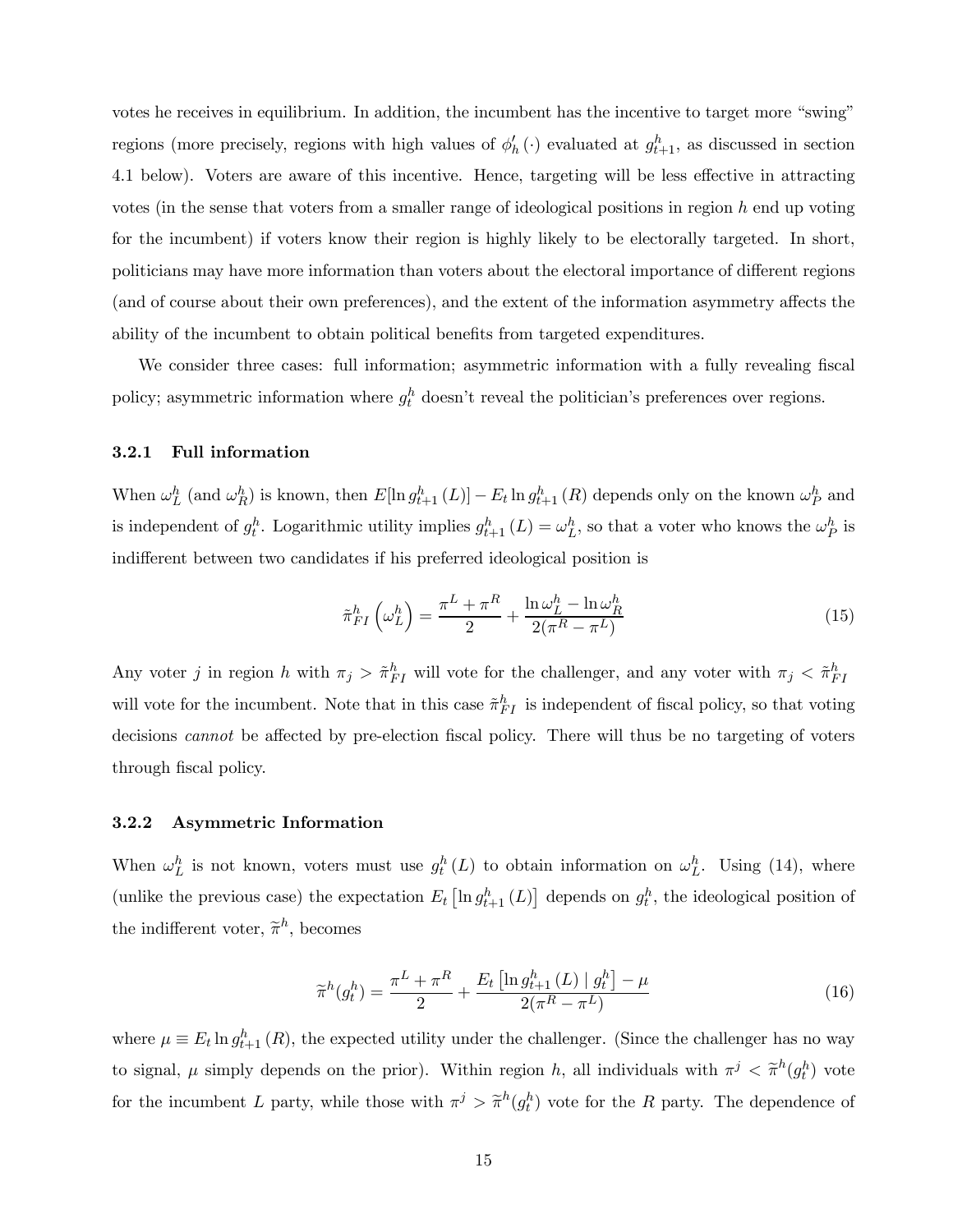votes he receives in equilibrium. In addition, the incumbent has the incentive to target more "swing" regions (more precisely, regions with high values of $\phi_h'(\cdot)$ evaluated at $g_{t+1}^h$, as discussed in section 4.1 below). Voters are aware of this incentive. Hence, targeting will be less effective in attracting votes (in the sense that voters from a smaller range of ideological positions in region $h$ end up voting for the incumbent) if voters know their region is highly likely to be electorally targeted. In short, politicians may have more information than voters about the electoral importance of different regions (and of course about their own preferences), and the extent of the information asymmetry affects the ability of the incumbent to obtain political benefits from targeted expenditures.

We consider three cases: full information; asymmetric information with a fully revealing fiscal policy; asymmetric information where $g_t^h$ doesn't reveal the politician's preferences over regions.

### 3.2.1 Full information

When $\omega_L^h$ (and $\omega_R^h$) is known, then $E[\ln g_{t+1}^h(L)] - E_t \ln g_{t+1}^h(R)$ depends only on the known $\omega_P^h$ and is independent of $g_t^h$. Logarithmic utility implies $g_{t+1}^h(L) = \omega_L^h$, so that a voter who knows the $\omega_P^h$ is indifferent between two candidates if his preferred ideological position is

$$\tilde{\pi}_{FI}^h\left(\omega_L^h\right) = \frac{\pi^L + \pi^R}{2} + \frac{\ln \omega_L^h - \ln \omega_R^h}{2(\pi^R - \pi^L)} \tag{15}$$

Any voter $j$ in region $h$ with $\pi_j > \tilde{\pi}_{FI}^h$ will vote for the challenger, and any voter with $\pi_j < \tilde{\pi}_{FI}^h$ will vote for the incumbent. Note that in this case $\tilde{\pi}_{FI}^h$ is independent of fiscal policy, so that voting decisions *cannot* be affected by pre-election fiscal policy. There will thus be no targeting of voters through fiscal policy.

### 3.2.2 Asymmetric Information

When $\omega_L^h$ is not known, voters must use $g_t^h(L)$ to obtain information on $\omega_L^h$. Using (14), where (unlike the previous case) the expectation $E_t\left[\ln g_{t+1}^h(L)\right]$ depends on $g_t^h$, the ideological position of the indifferent voter, $\widetilde{\pi}^h$, becomes

$$\widetilde{\pi}^h(g_t^h) = \frac{\pi^L + \pi^R}{2} + \frac{E_t\left[\ln g_{t+1}^h(L) \mid g_t^h\right] - \mu}{2(\pi^R - \pi^L)} \tag{16}$$

where $\mu \equiv E_t \ln g_{t+1}^h(R)$, the expected utility under the challenger. (Since the challenger has no way to signal, $\mu$ simply depends on the prior). Within region $h$, all individuals with $\pi^j < \widetilde{\pi}^h(g_t^h)$ vote for the incumbent $L$ party, while those with $\pi^j > \widetilde{\pi}^h(g_t^h)$ vote for the $R$ party. The dependence of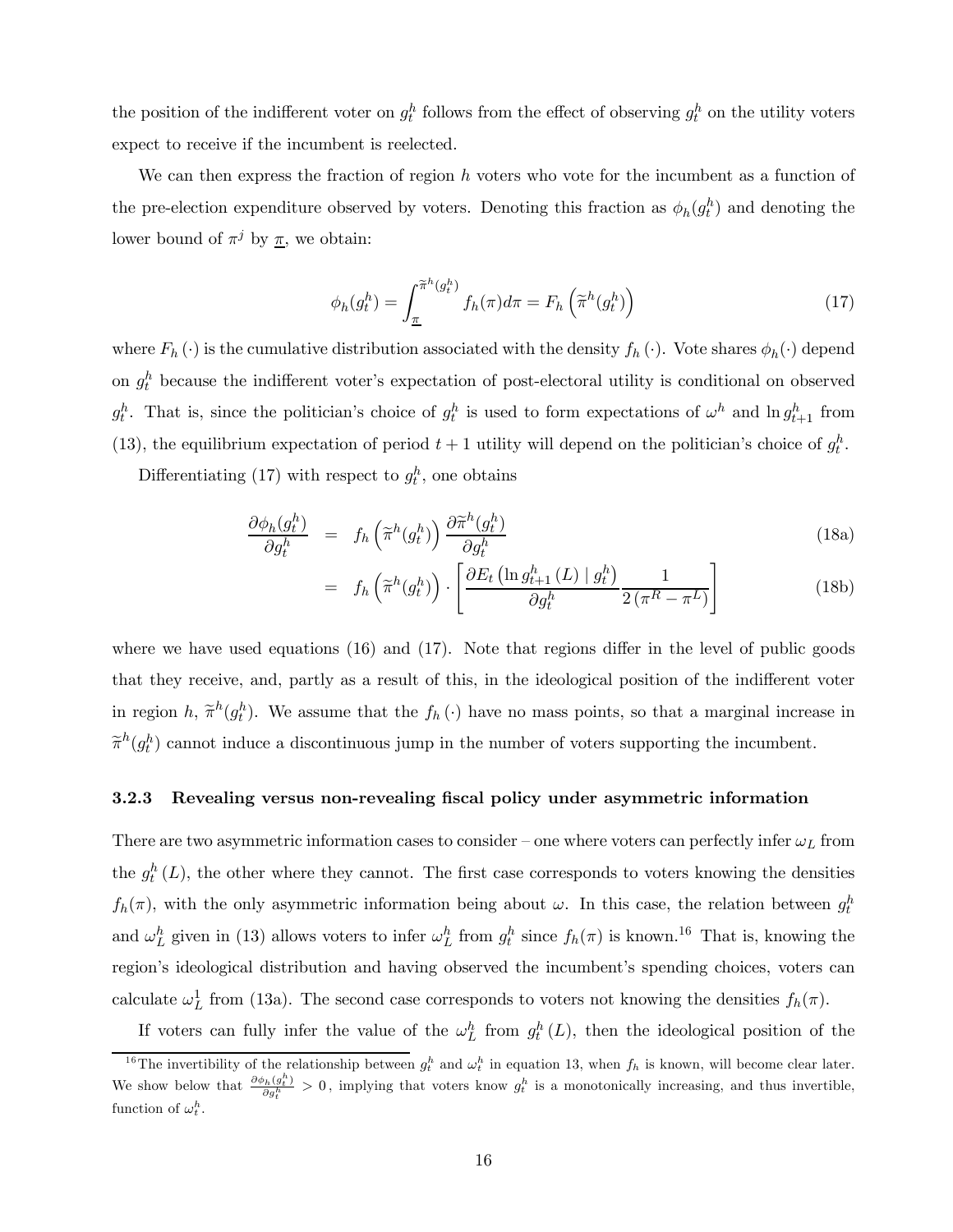the position of the indifferent voter on $g_t^h$ follows from the effect of observing $g_t^h$ on the utility voters expect to receive if the incumbent is reelected.

We can then express the fraction of region $h$ voters who vote for the incumbent as a function of the pre-election expenditure observed by voters. Denoting this fraction as $\phi_h(g_t^h)$ and denoting the lower bound of $\pi^j$ by $\underline{\pi}$, we obtain:

$$\phi_h(g_t^h) = \int_{\underline{\pi}}^{\widetilde{\pi}^h(g_t^h)} f_h(\pi) d\pi = F_h\left(\widetilde{\pi}^h(g_t^h)\right) \tag{17}$$

where $F_h(\cdot)$ is the cumulative distribution associated with the density $f_h(\cdot)$. Vote shares $\phi_h(\cdot)$ depend on $g_t^h$ because the indifferent voter's expectation of post-electoral utility is conditional on observed $g_t^h$. That is, since the politician's choice of $g_t^h$ is used to form expectations of $\omega^h$ and $\ln g_{t+1}^h$ from (13), the equilibrium expectation of period $t+1$ utility will depend on the politician's choice of $g_t^h$.

Differentiating (17) with respect to $g_t^h$, one obtains

$$\frac{\partial \phi_h(g_t^h)}{\partial g_t^h} = f_h\left(\widetilde{\pi}^h(g_t^h)\right) \frac{\partial \widetilde{\pi}^h(g_t^h)}{\partial g_t^h} \tag{18a}$$

$$= f_h\left(\widetilde{\pi}^h(g_t^h)\right) \cdot \left[\frac{\partial E_t\left(\ln g_{t+1}^h(L) \mid g_t^h\right)}{\partial g_t^h} \frac{1}{2\left(\pi^R - \pi^L\right)}\right] \tag{18b}$$

where we have used equations (16) and (17). Note that regions differ in the level of public goods that they receive, and, partly as a result of this, in the ideological position of the indifferent voter in region $h$, $\widetilde{\pi}^h(g_t^h)$. We assume that the $f_h(\cdot)$ have no mass points, so that a marginal increase in $\widetilde{\pi}^h(g_t^h)$ cannot induce a discontinuous jump in the number of voters supporting the incumbent.

### 3.2.3 Revealing versus non-revealing fiscal policy under asymmetric information

There are two asymmetric information cases to consider – one where voters can perfectly infer $\omega_L$ from the $g_t^h(L)$, the other where they cannot. The first case corresponds to voters knowing the densities $f_h(\pi)$, with the only asymmetric information being about $\omega$. In this case, the relation between $g_t^h$ and $\omega_L^h$ given in (13) allows voters to infer $\omega_L^h$ from $g_t^h$ since $f_h(\pi)$ is known.[16] That is, knowing the region's ideological distribution and having observed the incumbent's spending choices, voters can calculate $\omega_L^1$ from (13a). The second case corresponds to voters not knowing the densities $f_h(\pi)$.

If voters can fully infer the value of the $\omega_L^h$ from $g_t^h(L)$, then the ideological position of the

[16] The invertibility of the relationship between $g_t^h$ and $\omega_t^h$ in equation 13, when $f_h$ is known, will become clear later. We show below that $\frac{\partial \phi_h(g_t^h)}{\partial g_t^h} > 0$, implying that voters know $g_t^h$ is a monotonically increasing, and thus invertible, function of $\omega_t^h$.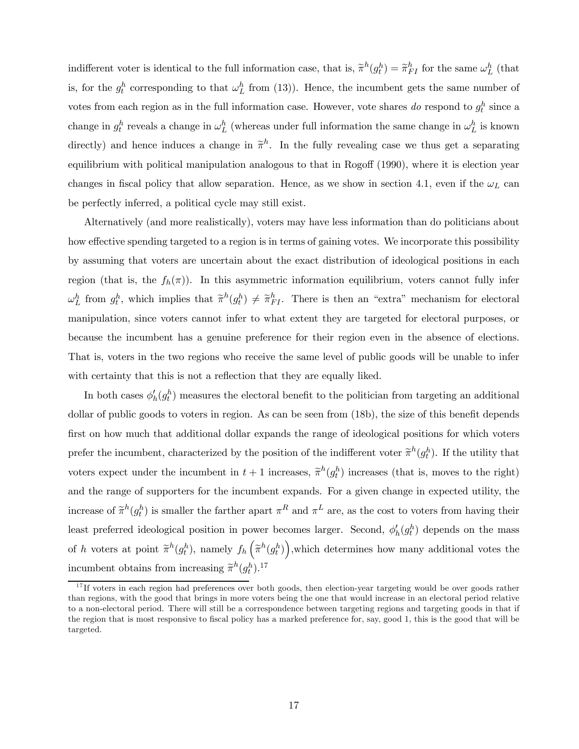indifferent voter is identical to the full information case, that is, $\widetilde{\pi}^h(g_t^h) = \widetilde{\pi}_{FI}^h$ for the same $\omega_L^h$ (that is, for the $g_t^h$ corresponding to that $\omega_L^h$ from (13)). Hence, the incumbent gets the same number of votes from each region as in the full information case. However, vote shares *do* respond to $g_t^h$ since a change in $g_t^h$ reveals a change in $\omega_L^h$ (whereas under full information the same change in $\omega_L^h$ is known directly) and hence induces a change in $\widetilde{\pi}^h$. In the fully revealing case we thus get a separating equilibrium with political manipulation analogous to that in Rogoff (1990), where it is election year changes in fiscal policy that allow separation. Hence, as we show in section 4.1, even if the $\omega_L$ can be perfectly inferred, a political cycle may still exist.

Alternatively (and more realistically), voters may have less information than do politicians about how effective spending targeted to a region is in terms of gaining votes. We incorporate this possibility by assuming that voters are uncertain about the exact distribution of ideological positions in each region (that is, the $f_h(\pi)$). In this asymmetric information equilibrium, voters cannot fully infer $\omega_L^h$ from $g_t^h$, which implies that $\widetilde{\pi}^h(g_t^h) \neq \widetilde{\pi}_{FI}^h$. There is then an "extra" mechanism for electoral manipulation, since voters cannot infer to what extent they are targeted for electoral purposes, or because the incumbent has a genuine preference for their region even in the absence of elections. That is, voters in the two regions who receive the same level of public goods will be unable to infer with certainty that this is not a reflection that they are equally liked.

In both cases $\phi_h'(g_t^h)$ measures the electoral benefit to the politician from targeting an additional dollar of public goods to voters in region. As can be seen from (18b), the size of this benefit depends first on how much that additional dollar expands the range of ideological positions for which voters prefer the incumbent, characterized by the position of the indifferent voter $\widetilde{\pi}^h(g_t^h)$. If the utility that voters expect under the incumbent in $t+1$ increases, $\widetilde{\pi}^h(g_t^h)$ increases (that is, moves to the right) and the range of supporters for the incumbent expands. For a given change in expected utility, the increase of $\widetilde{\pi}^h(g_t^h)$ is smaller the farther apart $\pi^R$ and $\pi^L$ are, as the cost to voters from having their least preferred ideological position in power becomes larger. Second, $\phi_h'(g_t^h)$ depends on the mass of $h$ voters at point $\widetilde{\pi}^h(g_t^h)$, namely $f_h\left(\widetilde{\pi}^h(g_t^h)\right)$,which determines how many additional votes the incumbent obtains from increasing $\widetilde{\pi}^h(g_t^h)$.[17]

[17] If voters in each region had preferences over both goods, then election-year targeting would be over goods rather than regions, with the good that brings in more voters being the one that would increase in an electoral period relative to a non-electoral period. There will still be a correspondence between targeting regions and targeting goods in that if the region that is most responsive to fiscal policy has a marked preference for, say, good 1, this is the good that will be targeted.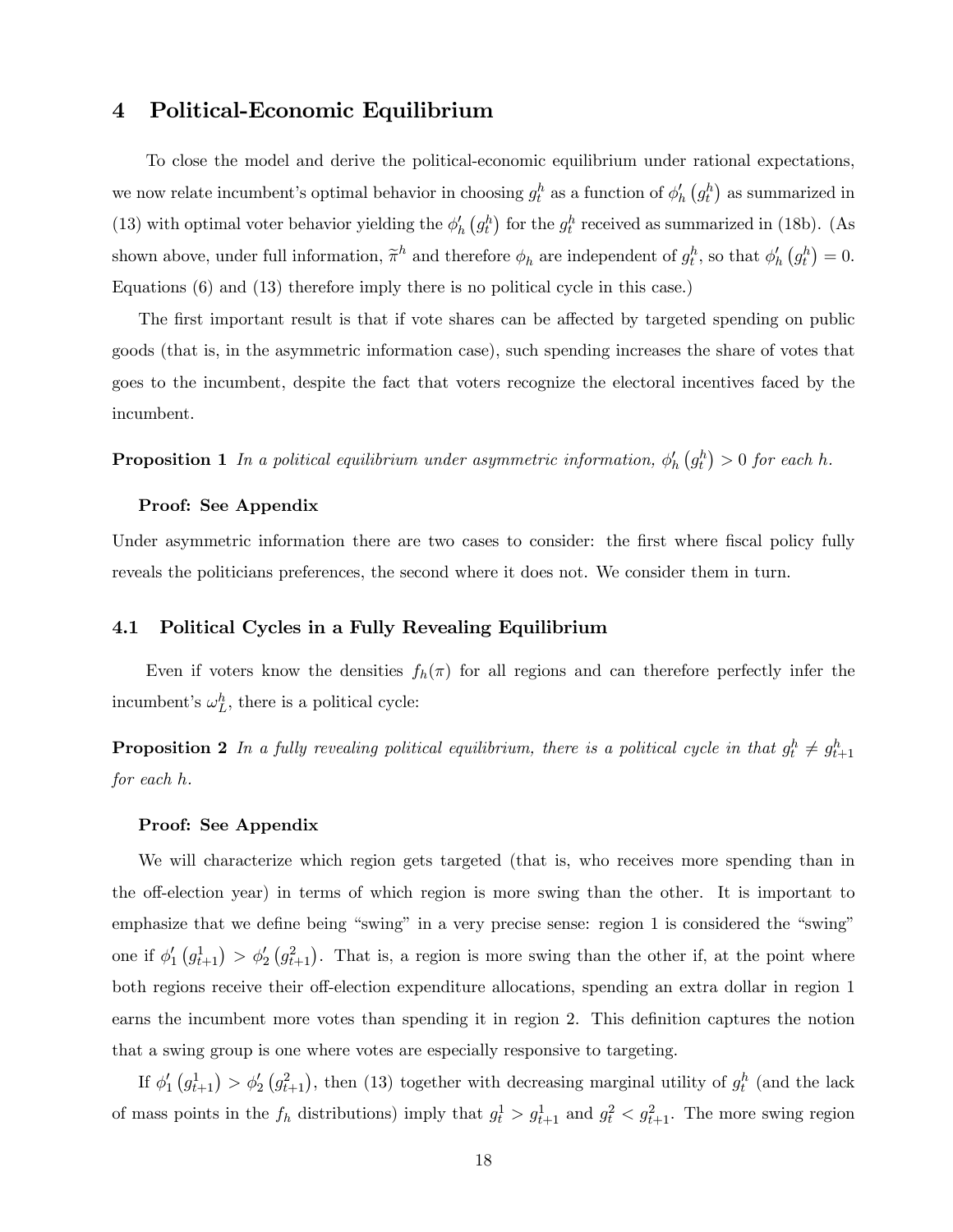## 4 Political-Economic Equilibrium

To close the model and derive the political-economic equilibrium under rational expectations, we now relate incumbent's optimal behavior in choosing $g_t^h$ as a function of $\phi_h'\left(g_t^h\right)$ as summarized in (13) with optimal voter behavior yielding the $\phi_h'\left(g_t^h\right)$ for the $g_t^h$ received as summarized in (18b). (As shown above, under full information, $\widetilde{\pi}^h$ and therefore $\phi_h$ are independent of $g_t^h$, so that $\phi_h'\left(g_t^h\right) = 0$. Equations (6) and (13) therefore imply there is no political cycle in this case.)

The first important result is that if vote shares can be affected by targeted spending on public goods (that is, in the asymmetric information case), such spending increases the share of votes that goes to the incumbent, despite the fact that voters recognize the electoral incentives faced by the incumbent.

**Proposition 1** *In a political equilibrium under asymmetric information, $\phi_h'\left(g_t^h\right) > 0$ for each $h$.*

**Proof: See Appendix**

Under asymmetric information there are two cases to consider: the first where fiscal policy fully reveals the politicians preferences, the second where it does not. We consider them in turn.

### 4.1 Political Cycles in a Fully Revealing Equilibrium

Even if voters know the densities $f_h(\pi)$ for all regions and can therefore perfectly infer the incumbent's $\omega_L^h$, there is a political cycle:

**Proposition 2** *In a fully revealing political equilibrium, there is a political cycle in that $g_t^h \neq g_{t+1}^h$ for each $h$.*

**Proof: See Appendix**

We will characterize which region gets targeted (that is, who receives more spending than in the off-election year) in terms of which region is more swing than the other. It is important to emphasize that we define being "swing" in a very precise sense: region 1 is considered the "swing" one if $\phi_1'\left(g_{t+1}^1\right) > \phi_2'\left(g_{t+1}^2\right)$. That is, a region is more swing than the other if, at the point where both regions receive their off-election expenditure allocations, spending an extra dollar in region 1 earns the incumbent more votes than spending it in region 2. This definition captures the notion that a swing group is one where votes are especially responsive to targeting.

If $\phi_1'\left(g_{t+1}^1\right) > \phi_2'\left(g_{t+1}^2\right)$, then (13) together with decreasing marginal utility of $g_t^h$ (and the lack of mass points in the $f_h$ distributions) imply that $g_t^1 > g_{t+1}^1$ and $g_t^2 < g_{t+1}^2$. The more swing region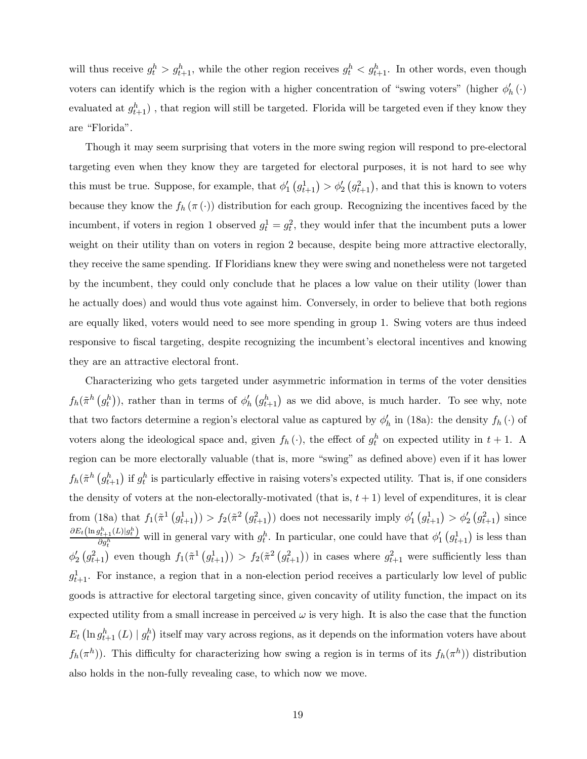will thus receive $g_t^h > g_{t+1}^h$, while the other region receives $g_t^h < g_{t+1}^h$. In other words, even though voters can identify which is the region with a higher concentration of "swing voters" (higher $\phi_h'(\cdot)$ evaluated at $g_{t+1}^h$) , that region will still be targeted. Florida will be targeted even if they know they are "Florida".

Though it may seem surprising that voters in the more swing region will respond to pre-electoral targeting even when they know they are targeted for electoral purposes, it is not hard to see why this must be true. Suppose, for example, that $\phi_1'(g_{t+1}^1) > \phi_2'(g_{t+1}^2)$, and that this is known to voters because they know the $f_h(\pi(\cdot))$ distribution for each group. Recognizing the incentives faced by the incumbent, if voters in region 1 observed $g_t^1 = g_t^2$, they would infer that the incumbent puts a lower weight on their utility than on voters in region 2 because, despite being more attractive electorally, they receive the same spending. If Floridians knew they were swing and nonetheless were not targeted by the incumbent, they could only conclude that he places a low value on their utility (lower than he actually does) and would thus vote against him. Conversely, in order to believe that both regions are equally liked, voters would need to see more spending in group 1. Swing voters are thus indeed responsive to fiscal targeting, despite recognizing the incumbent's electoral incentives and knowing they are an attractive electoral front.

Characterizing who gets targeted under asymmetric information in terms of the voter densities $f_h(\tilde{\pi}^h(g_t^h))$, rather than in terms of $\phi_h'(g_{t+1}^h)$ as we did above, is much harder. To see why, note that two factors determine a region's electoral value as captured by $\phi_h'$ in (18a): the density $f_h(\cdot)$ of voters along the ideological space and, given $f_h(\cdot)$, the effect of $g_t^h$ on expected utility in $t+1$. A region can be more electorally valuable (that is, more "swing" as defined above) even if it has lower $f_h(\tilde{\pi}^h(g_{t+1}^h)$ if $g_t^h$ is particularly effective in raising voters's expected utility. That is, if one considers the density of voters at the non-electorally-motivated (that is, $t+1$) level of expenditures, it is clear from (18a) that $f_1(\tilde{\pi}^1(g_{t+1}^1)) > f_2(\tilde{\pi}^2(g_{t+1}^2))$ does not necessarily imply $\phi_1'(g_{t+1}^1) > \phi_2'(g_{t+1}^2)$ since $\frac{\partial E_t(\ln g_{t+1}^h(L)|g_t^h)}{\partial g_t^h}$ will in general vary with $g_t^h$. In particular, one could have that $\phi_1'(g_{t+1}^1)$ is less than $\phi_2'(g_{t+1}^2)$ even though $f_1(\tilde{\pi}^1(g_{t+1}^1)) > f_2(\tilde{\pi}^2(g_{t+1}^2))$ in cases where $g_{t+1}^2$ were sufficiently less than $g_{t+1}^1$. For instance, a region that in a non-election period receives a particularly low level of public goods is attractive for electoral targeting since, given concavity of utility function, the impact on its expected utility from a small increase in perceived $\omega$ is very high. It is also the case that the function $E_t(\ln g_{t+1}^h(L) \mid g_t^h)$ itself may vary across regions, as it depends on the information voters have about $f_h(\pi^h)$). This difficulty for characterizing how swing a region is in terms of its $f_h(\pi^h)$) distribution also holds in the non-fully revealing case, to which now we move.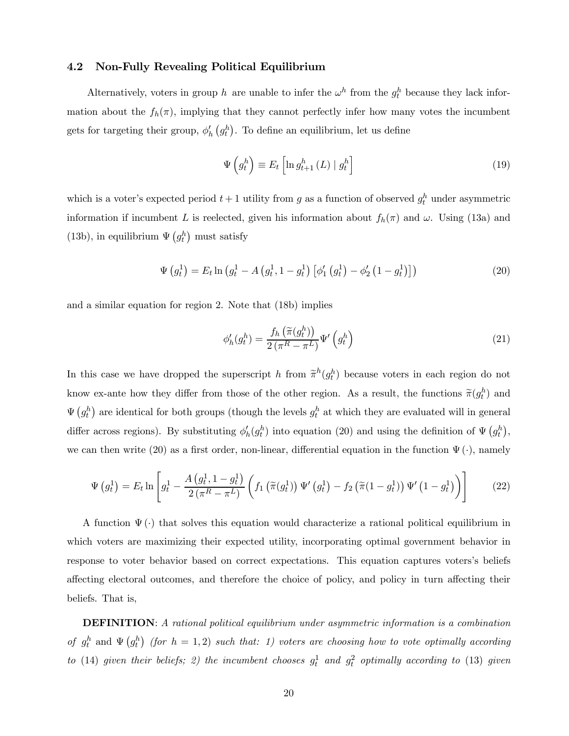### 4.2 Non-Fully Revealing Political Equilibrium

Alternatively, voters in group $h$ are unable to infer the $\omega^h$ from the $g_t^h$ because they lack information about the $f_h(\pi)$, implying that they cannot perfectly infer how many votes the incumbent gets for targeting their group, $\phi_h'\left(g_t^h\right)$. To define an equilibrium, let us define

$$\Psi\left(g_t^h\right) \equiv E_t\left[\ln g_{t+1}^h\left(L\right) \mid g_t^h\right] \tag{19}$$

which is a voter's expected period $t+1$ utility from $g$ as a function of observed $g_t^h$ under asymmetric information if incumbent $L$ is reelected, given his information about $f_h(\pi)$ and $\omega$. Using (13a) and (13b), in equilibrium $\Psi\left(g_t^h\right)$ must satisfy

$$\Psi\left(g_t^1\right) = E_t \ln\left(g_t^1 - A\left(g_t^1, 1-g_t^1\right)\left[\phi_1'\left(g_t^1\right) - \phi_2'\left(1-g_t^1\right)\right]\right) \tag{20}$$

and a similar equation for region 2. Note that (18b) implies

$$\phi_h'(g_t^h) = \frac{f_h\left(\widetilde{\pi}(g_t^h)\right)}{2\left(\pi^R - \pi^L\right)}\Psi'\left(g_t^h\right) \tag{21}$$

In this case we have dropped the superscript $h$ from $\widetilde{\pi}^h(g_t^h)$ because voters in each region do not know ex-ante how they differ from those of the other region. As a result, the functions $\widetilde{\pi}(g_t^h)$ and $\Psi\left(g_t^h\right)$ are identical for both groups (though the levels $g_t^h$ at which they are evaluated will in general differ across regions). By substituting $\phi_h'(g_t^h)$ into equation (20) and using the definition of $\Psi\left(g_t^h\right)$, we can then write (20) as a first order, non-linear, differential equation in the function $\Psi\left(\cdot\right)$, namely

$$\Psi\left(g_t^1\right) = E_t \ln\left[g_t^1 - \frac{A\left(g_t^1, 1-g_t^1\right)}{2\left(\pi^R - \pi^L\right)}\left(f_1\left(\widetilde{\pi}(g_t^1)\right)\Psi'\left(g_t^1\right) - f_2\left(\widetilde{\pi}(1-g_t^1)\right)\Psi'\left(1-g_t^1\right)\right)\right] \tag{22}$$

A function $\Psi\left(\cdot\right)$ that solves this equation would characterize a rational political equilibrium in which voters are maximizing their expected utility, incorporating optimal government behavior in response to voter behavior based on correct expectations. This equation captures voters's beliefs affecting electoral outcomes, and therefore the choice of policy, and policy in turn affecting their beliefs. That is,

**DEFINITION**: *A rational political equilibrium under asymmetric information is a combination of* $g_t^h$ *and* $\Psi\left(g_t^h\right)$ *(for* $h = 1, 2$*) such that: 1) voters are choosing how to vote optimally according to* (14) *given their beliefs; 2) the incumbent chooses* $g_t^1$ *and* $g_t^2$ *optimally according to* (13) *given*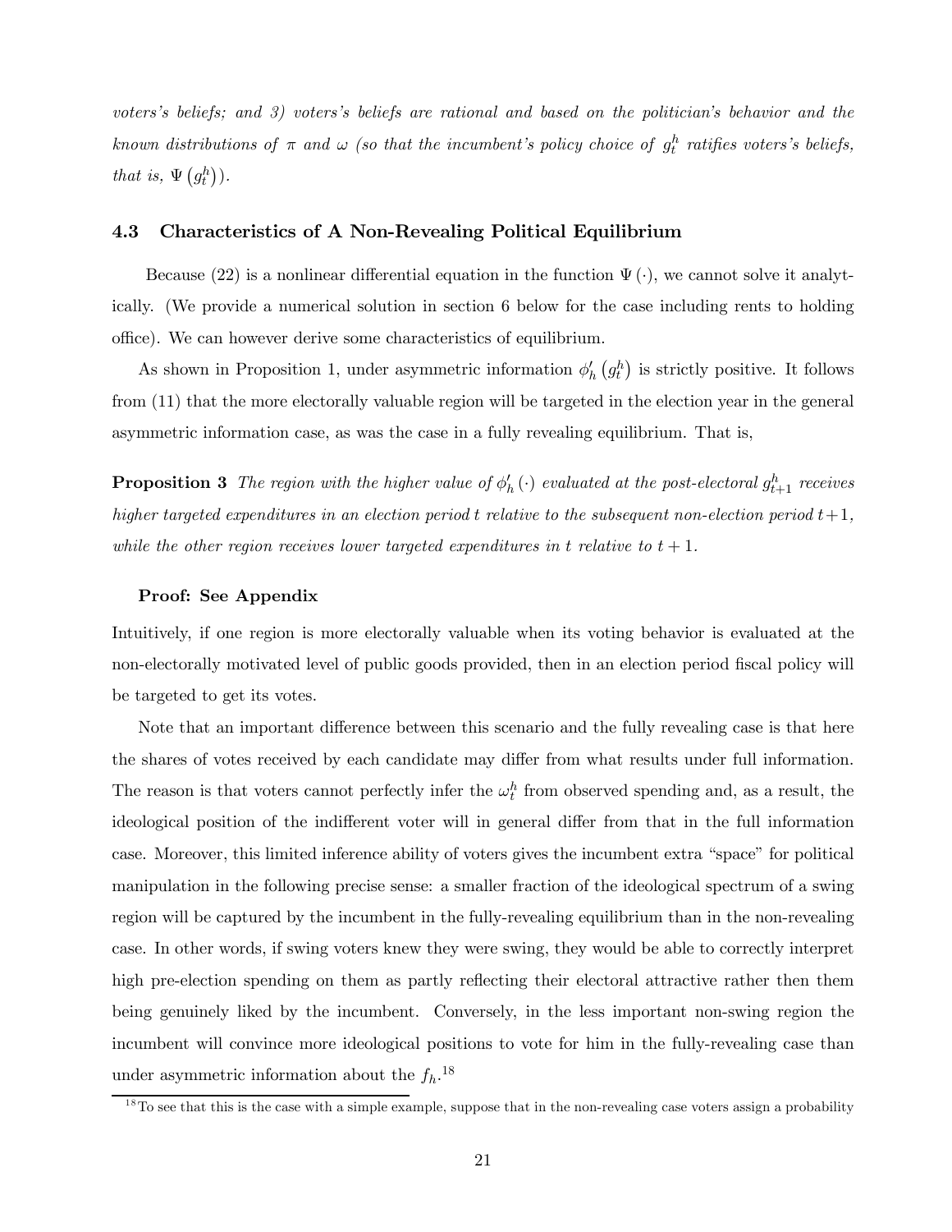*voters's beliefs; and 3) voters's beliefs are rational and based on the politician's behavior and the known distributions of $\pi$ and $\omega$ (so that the incumbent's policy choice of $g_t^h$ ratifies voters's beliefs, that is, $\Psi\left(g_t^h\right)$).*

### 4.3 Characteristics of A Non-Revealing Political Equilibrium

Because (22) is a nonlinear differential equation in the function $\Psi(\cdot)$, we cannot solve it analytically. (We provide a numerical solution in section 6 below for the case including rents to holding office). We can however derive some characteristics of equilibrium.

As shown in Proposition 1, under asymmetric information $\phi_h'\left(g_t^h\right)$ is strictly positive. It follows from (11) that the more electorally valuable region will be targeted in the election year in the general asymmetric information case, as was the case in a fully revealing equilibrium. That is,

**Proposition 3** *The region with the higher value of $\phi_h'(\cdot)$ evaluated at the post-electoral $g_{t+1}^h$ receives higher targeted expenditures in an election period $t$ relative to the subsequent non-election period $t+1$, while the other region receives lower targeted expenditures in $t$ relative to $t+1$.*

**Proof: See Appendix**

Intuitively, if one region is more electorally valuable when its voting behavior is evaluated at the non-electorally motivated level of public goods provided, then in an election period fiscal policy will be targeted to get its votes.

Note that an important difference between this scenario and the fully revealing case is that here the shares of votes received by each candidate may differ from what results under full information. The reason is that voters cannot perfectly infer the $\omega_t^h$ from observed spending and, as a result, the ideological position of the indifferent voter will in general differ from that in the full information case. Moreover, this limited inference ability of voters gives the incumbent extra "space" for political manipulation in the following precise sense: a smaller fraction of the ideological spectrum of a swing region will be captured by the incumbent in the fully-revealing equilibrium than in the non-revealing case. In other words, if swing voters knew they were swing, they would be able to correctly interpret high pre-election spending on them as partly reflecting their electoral attractive rather then them being genuinely liked by the incumbent. Conversely, in the less important non-swing region the incumbent will convince more ideological positions to vote for him in the fully-revealing case than under asymmetric information about the $f_h$.[18]

[18] To see that this is the case with a simple example, suppose that in the non-revealing case voters assign a probability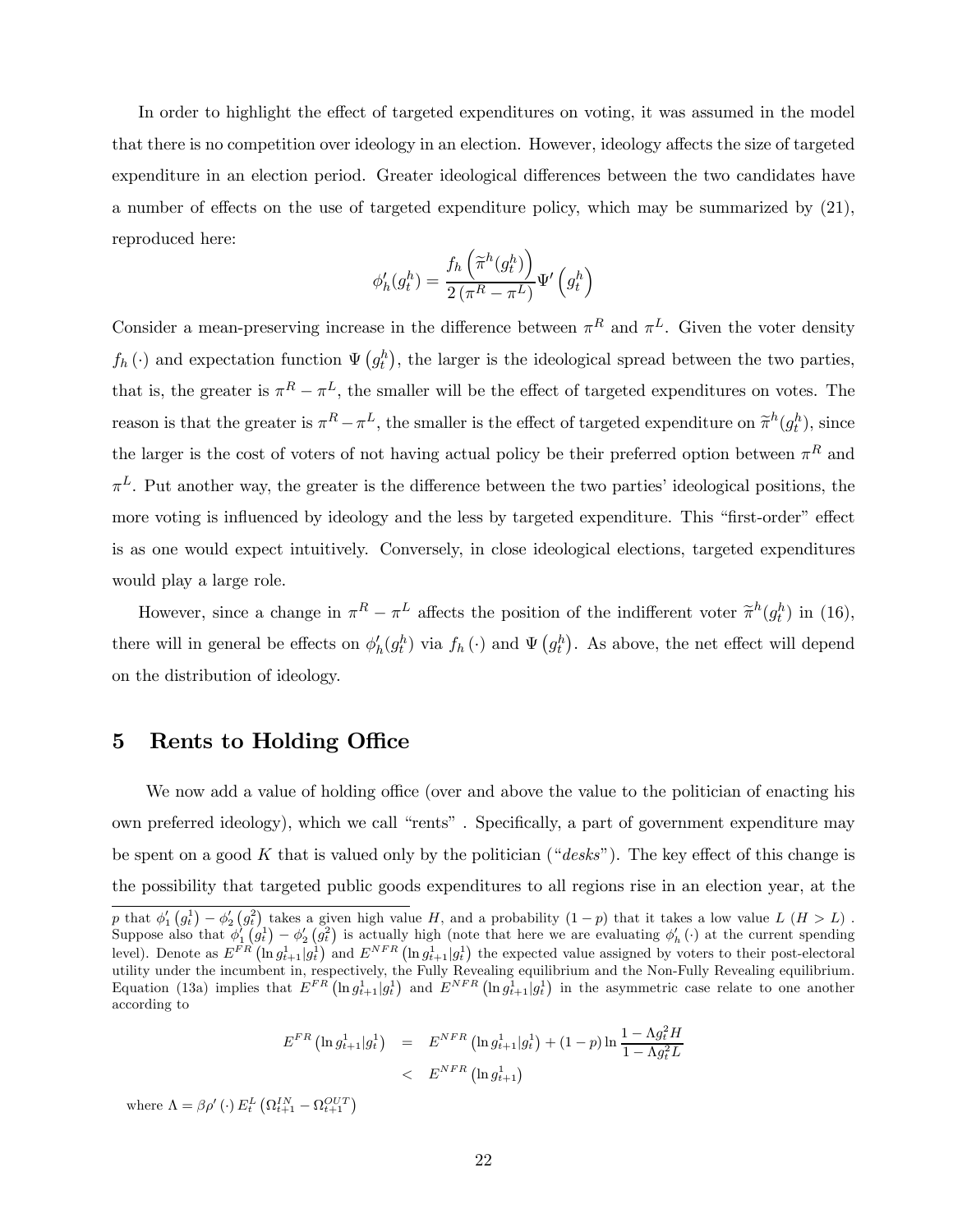In order to highlight the effect of targeted expenditures on voting, it was assumed in the model that there is no competition over ideology in an election. However, ideology affects the size of targeted expenditure in an election period. Greater ideological differences between the two candidates have a number of effects on the use of targeted expenditure policy, which may be summarized by (21), reproduced here:

$$\phi_h'(g_t^h) = \frac{f_h\left(\widetilde{\pi}^h(g_t^h)\right)}{2\left(\pi^R - \pi^L\right)}\Psi'\left(g_t^h\right)$$

Consider a mean-preserving increase in the difference between $\pi^R$ and $\pi^L$. Given the voter density $f_h(\cdot)$ and expectation function $\Psi\left(g_t^h\right)$, the larger is the ideological spread between the two parties, that is, the greater is $\pi^R - \pi^L$, the smaller will be the effect of targeted expenditures on votes. The reason is that the greater is $\pi^R - \pi^L$, the smaller is the effect of targeted expenditure on $\widetilde{\pi}^h(g_t^h)$, since the larger is the cost of voters of not having actual policy be their preferred option between $\pi^R$ and $\pi^L$. Put another way, the greater is the difference between the two parties' ideological positions, the more voting is influenced by ideology and the less by targeted expenditure. This "first-order" effect is as one would expect intuitively. Conversely, in close ideological elections, targeted expenditures would play a large role.

However, since a change in $\pi^R - \pi^L$ affects the position of the indifferent voter $\widetilde{\pi}^h(g_t^h)$ in (16), there will in general be effects on $\phi_h'(g_t^h)$ via $f_h(\cdot)$ and $\Psi\left(g_t^h\right)$. As above, the net effect will depend on the distribution of ideology.

# 5 Rents to Holding Office

We now add a value of holding office (over and above the value to the politician of enacting his own preferred ideology), which we call "rents" . Specifically, a part of government expenditure may be spent on a good $K$ that is valued only by the politician ("*desks*"). The key effect of this change is the possibility that targeted public goods expenditures to all regions rise in an election year, at the

---

$p$ that $\phi_1'\left(g_t^1\right) - \phi_2'\left(g_t^2\right)$ takes a given high value $H$, and a probability $(1-p)$ that it takes a low value $L$ $(H > L)$ . Suppose also that $\phi_1'\left(g_t^1\right) - \phi_2'\left(g_t^2\right)$ is actually high (note that here we are evaluating $\phi_h'(\cdot)$ at the current spending level). Denote as $E^{FR}\left(\ln g_{t+1}^1 | g_t^1\right)$ and $E^{NFR}\left(\ln g_{t+1}^1 | g_t^1\right)$ the expected value assigned by voters to their post-electoral utility under the incumbent in, respectively, the Fully Revealing equilibrium and the Non-Fully Revealing equilibrium. Equation (13a) implies that $E^{FR}\left(\ln g_{t+1}^1 | g_t^1\right)$ and $E^{NFR}\left(\ln g_{t+1}^1 | g_t^1\right)$ in the asymmetric case relate to one another according to

$$\begin{aligned} E^{FR}\left(\ln g_{t+1}^1 | g_t^1\right) &= E^{NFR}\left(\ln g_{t+1}^1 | g_t^1\right) + (1-p)\ln\frac{1-\Lambda g_t^2 H}{1-\Lambda g_t^2 L} \\ &< E^{NFR}\left(\ln g_{t+1}^1\right) \end{aligned}$$

where $\Lambda = \beta\rho'(\cdot)\,E_t^L\left(\Omega_{t+1}^{IN} - \Omega_{t+1}^{OUT}\right)$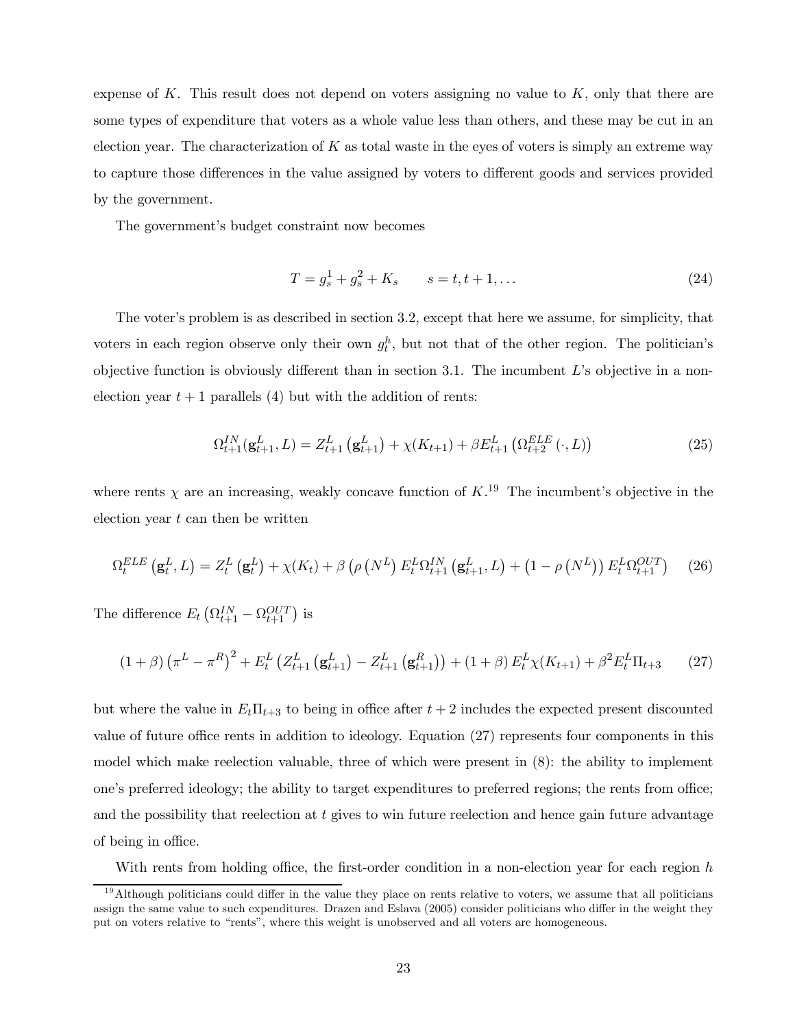expense of $K$. This result does not depend on voters assigning no value to $K$, only that there are some types of expenditure that voters as a whole value less than others, and these may be cut in an election year. The characterization of $K$ as total waste in the eyes of voters is simply an extreme way to capture those differences in the value assigned by voters to different goods and services provided by the government.

The government's budget constraint now becomes

$$T = g_s^1 + g_s^2 + K_s \qquad s = t, t+1, \ldots \tag{24}$$

The voter's problem is as described in section 3.2, except that here we assume, for simplicity, that voters in each region observe only their own $g_t^h$, but not that of the other region. The politician's objective function is obviously different than in section 3.1. The incumbent $L$'s objective in a non-election year $t+1$ parallels (4) but with the addition of rents:

$$\Omega_{t+1}^{IN}(\mathbf{g}_{t+1}^L, L) = Z_{t+1}^L\left(\mathbf{g}_{t+1}^L\right) + \chi(K_{t+1}) + \beta E_{t+1}^L\left(\Omega_{t+2}^{ELE}\left(\cdot, L\right)\right) \tag{25}$$

where rents $\chi$ are an increasing, weakly concave function of $K$.[19] The incumbent's objective in the election year $t$ can then be written

$$\Omega_t^{ELE}\left(\mathbf{g}_t^L, L\right) = Z_t^L\left(\mathbf{g}_t^L\right) + \chi(K_t) + \beta\left(\rho\left(N^L\right) E_t^L \Omega_{t+1}^{IN}\left(\mathbf{g}_{t+1}^L, L\right) + \left(1 - \rho\left(N^L\right)\right) E_t^L \Omega_{t+1}^{OUT}\right) \tag{26}$$

The difference $E_t\left(\Omega_{t+1}^{IN} - \Omega_{t+1}^{OUT}\right)$ is

$$(1+\beta)\left(\pi^L - \pi^R\right)^2 + E_t^L\left(Z_{t+1}^L\left(\mathbf{g}_{t+1}^L\right) - Z_{t+1}^L\left(\mathbf{g}_{t+1}^R\right)\right) + (1+\beta) E_t^L \chi(K_{t+1}) + \beta^2 E_t^L \Pi_{t+3} \tag{27}$$

but where the value in $E_t\Pi_{t+3}$ to being in office after $t+2$ includes the expected present discounted value of future office rents in addition to ideology. Equation (27) represents four components in this model which make reelection valuable, three of which were present in (8): the ability to implement one's preferred ideology; the ability to target expenditures to preferred regions; the rents from office; and the possibility that reelection at $t$ gives to win future reelection and hence gain future advantage of being in office.

With rents from holding office, the first-order condition in a non-election year for each region $h$

[19] Although politicians could differ in the value they place on rents relative to voters, we assume that all politicians assign the same value to such expenditures. Drazen and Eslava (2005) consider politicians who differ in the weight they put on voters relative to "rents", where this weight is unobserved and all voters are homogeneous.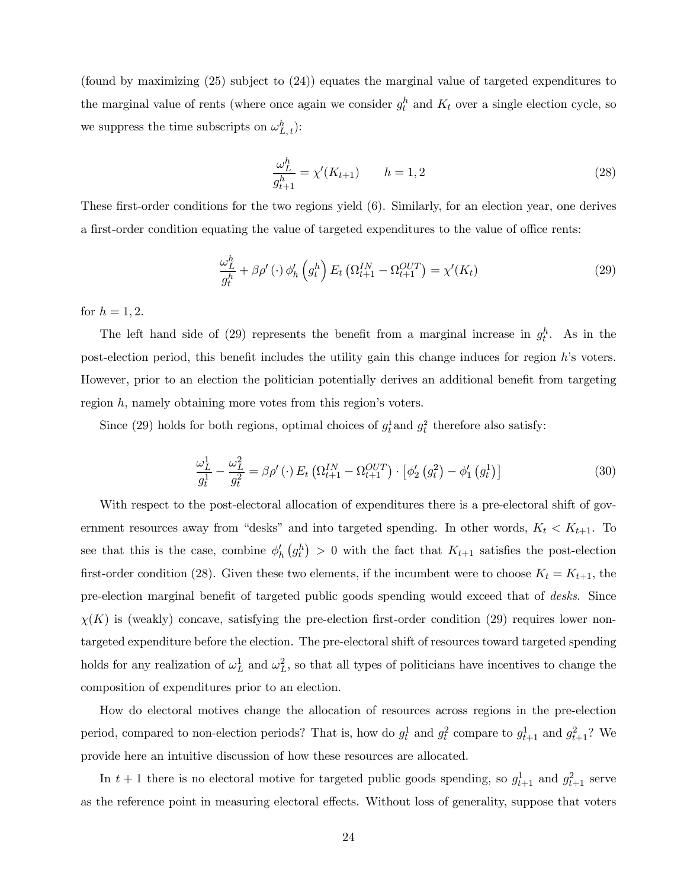(found by maximizing (25) subject to (24)) equates the marginal value of targeted expenditures to the marginal value of rents (where once again we consider $g_t^h$ and $K_t$ over a single election cycle, so we suppress the time subscripts on $\omega_{L,t}^h$):

$$\frac{\omega_L^h}{g_{t+1}^h} = \chi'(K_{t+1}) \qquad h = 1, 2 \tag{28}$$

These first-order conditions for the two regions yield (6). Similarly, for an election year, one derives a first-order condition equating the value of targeted expenditures to the value of office rents:

$$\frac{\omega_L^h}{g_t^h} + \beta\rho'(\cdot)\,\phi_h'\left(g_t^h\right) E_t\left(\Omega_{t+1}^{IN} - \Omega_{t+1}^{OUT}\right) = \chi'(K_t) \tag{29}$$

for $h = 1, 2$.

The left hand side of (29) represents the benefit from a marginal increase in $g_t^h$. As in the post-election period, this benefit includes the utility gain this change induces for region $h$'s voters. However, prior to an election the politician potentially derives an additional benefit from targeting region $h$, namely obtaining more votes from this region's voters.

Since (29) holds for both regions, optimal choices of $g_t^1$ and $g_t^2$ therefore also satisfy:

$$\frac{\omega_L^1}{g_t^1} - \frac{\omega_L^2}{g_t^2} = \beta\rho'(\cdot)\,E_t\left(\Omega_{t+1}^{IN} - \Omega_{t+1}^{OUT}\right)\cdot\left[\phi_2'\left(g_t^2\right) - \phi_1'\left(g_t^1\right)\right] \tag{30}$$

With respect to the post-electoral allocation of expenditures there is a pre-electoral shift of government resources away from "desks" and into targeted spending. In other words, $K_t < K_{t+1}$. To see that this is the case, combine $\phi_h'\left(g_t^h\right) > 0$ with the fact that $K_{t+1}$ satisfies the post-election first-order condition (28). Given these two elements, if the incumbent were to choose $K_t = K_{t+1}$, the pre-election marginal benefit of targeted public goods spending would exceed that of *desks*. Since $\chi(K)$ is (weakly) concave, satisfying the pre-election first-order condition (29) requires lower non-targeted expenditure before the election. The pre-electoral shift of resources toward targeted spending holds for any realization of $\omega_L^1$ and $\omega_L^2$, so that all types of politicians have incentives to change the composition of expenditures prior to an election.

How do electoral motives change the allocation of resources across regions in the pre-election period, compared to non-election periods? That is, how do $g_t^1$ and $g_t^2$ compare to $g_{t+1}^1$ and $g_{t+1}^2$? We provide here an intuitive discussion of how these resources are allocated.

In $t+1$ there is no electoral motive for targeted public goods spending, so $g_{t+1}^1$ and $g_{t+1}^2$ serve as the reference point in measuring electoral effects. Without loss of generality, suppose that voters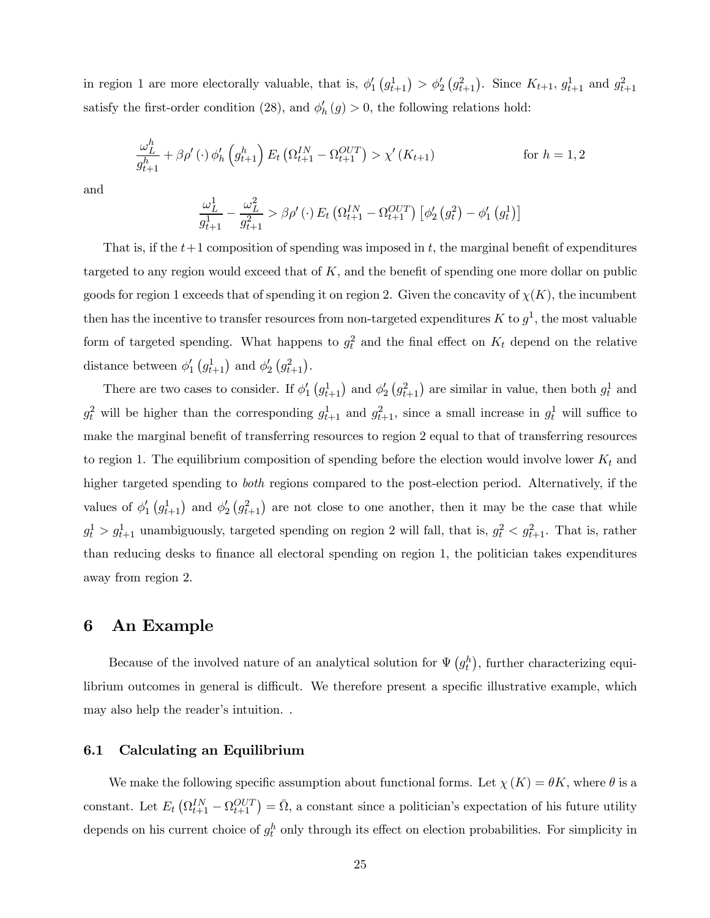in region 1 are more electorally valuable, that is, $\phi_1'\left(g_{t+1}^1\right) > \phi_2'\left(g_{t+1}^2\right)$. Since $K_{t+1}$, $g_{t+1}^1$ and $g_{t+1}^2$ satisfy the first-order condition (28), and $\phi_h'(g) > 0$, the following relations hold:

$$\frac{\omega_L^h}{g_{t+1}^h} + \beta\rho'(\cdot)\,\phi_h'\left(g_{t+1}^h\right) E_t\left(\Omega_{t+1}^{IN} - \Omega_{t+1}^{OUT}\right) > \chi'\left(K_{t+1}\right) \qquad \text{for } h = 1, 2$$

and

$$\frac{\omega_L^1}{g_{t+1}^1} - \frac{\omega_L^2}{g_{t+1}^2} > \beta\rho'(\cdot)\, E_t\left(\Omega_{t+1}^{IN} - \Omega_{t+1}^{OUT}\right)\left[\phi_2'\left(g_t^2\right) - \phi_1'\left(g_t^1\right)\right]$$

That is, if the $t+1$ composition of spending was imposed in $t$, the marginal benefit of expenditures targeted to any region would exceed that of $K$, and the benefit of spending one more dollar on public goods for region 1 exceeds that of spending it on region 2. Given the concavity of $\chi(K)$, the incumbent then has the incentive to transfer resources from non-targeted expenditures $K$ to $g^1$, the most valuable form of targeted spending. What happens to $g_t^2$ and the final effect on $K_t$ depend on the relative distance between $\phi_1'\left(g_{t+1}^1\right)$ and $\phi_2'\left(g_{t+1}^2\right)$.

There are two cases to consider. If $\phi_1'\left(g_{t+1}^1\right)$ and $\phi_2'\left(g_{t+1}^2\right)$ are similar in value, then both $g_t^1$ and $g_t^2$ will be higher than the corresponding $g_{t+1}^1$ and $g_{t+1}^2$, since a small increase in $g_t^1$ will suffice to make the marginal benefit of transferring resources to region 2 equal to that of transferring resources to region 1. The equilibrium composition of spending before the election would involve lower $K_t$ and higher targeted spending to *both* regions compared to the post-election period. Alternatively, if the values of $\phi_1'\left(g_{t+1}^1\right)$ and $\phi_2'\left(g_{t+1}^2\right)$ are not close to one another, then it may be the case that while $g_t^1 > g_{t+1}^1$ unambiguously, targeted spending on region 2 will fall, that is, $g_t^2 < g_{t+1}^2$. That is, rather than reducing desks to finance all electoral spending on region 1, the politician takes expenditures away from region 2.

## 6 An Example

Because of the involved nature of an analytical solution for $\Psi\left(g_t^h\right)$, further characterizing equilibrium outcomes in general is difficult. We therefore present a specific illustrative example, which may also help the reader's intuition. .

### 6.1 Calculating an Equilibrium

We make the following specific assumption about functional forms. Let $\chi(K) = \theta K$, where $\theta$ is a constant. Let $E_t\left(\Omega_{t+1}^{IN} - \Omega_{t+1}^{OUT}\right) = \bar{\Omega}$, a constant since a politician's expectation of his future utility depends on his current choice of $g_t^h$ only through its effect on election probabilities. For simplicity in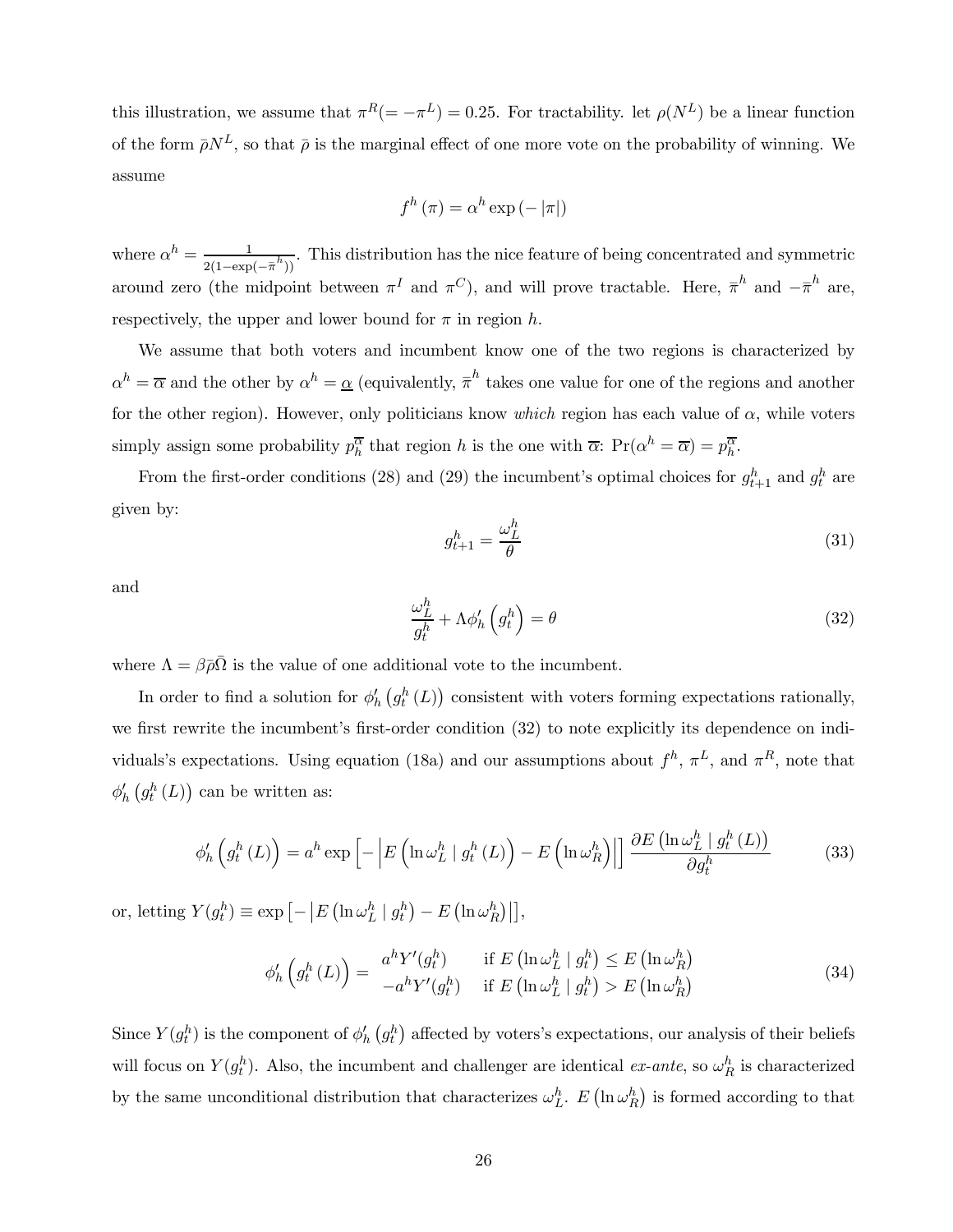this illustration, we assume that $\pi^R(= -\pi^L) = 0.25$. For tractability. let $\rho(N^L)$ be a linear function of the form $\bar{\rho}N^L$, so that $\bar{\rho}$ is the marginal effect of one more vote on the probability of winning. We assume

$$f^h(\pi) = \alpha^h \exp(-|\pi|)$$

where $\alpha^h = \frac{1}{2(1-\exp(-\bar{\pi}^h))}$. This distribution has the nice feature of being concentrated and symmetric around zero (the midpoint between $\pi^I$ and $\pi^C$), and will prove tractable. Here, $\bar{\pi}^h$ and $-\bar{\pi}^h$ are, respectively, the upper and lower bound for $\pi$ in region $h$.

We assume that both voters and incumbent know one of the two regions is characterized by $\alpha^h = \overline{\alpha}$ and the other by $\alpha^h = \underline{\alpha}$ (equivalently, $\bar{\pi}^h$ takes one value for one of the regions and another for the other region). However, only politicians know *which* region has each value of $\alpha$, while voters simply assign some probability $p_h^{\overline{\alpha}}$ that region $h$ is the one with $\overline{\alpha}$: $\Pr(\alpha^h = \overline{\alpha}) = p_h^{\overline{\alpha}}$.

From the first-order conditions (28) and (29) the incumbent's optimal choices for $g_{t+1}^h$ and $g_t^h$ are given by:

$$g_{t+1}^h = \frac{\omega_L^h}{\theta} \tag{31}$$

and

$$\frac{\omega_L^h}{g_t^h} + \Lambda \phi_h'\left(g_t^h\right) = \theta \tag{32}$$

where $\Lambda = \beta\bar{\rho}\bar{\Omega}$ is the value of one additional vote to the incumbent.

In order to find a solution for $\phi_h'\left(g_t^h(L)\right)$ consistent with voters forming expectations rationally, we first rewrite the incumbent's first-order condition (32) to note explicitly its dependence on individuals's expectations. Using equation (18a) and our assumptions about $f^h$, $\pi^L$, and $\pi^R$, note that $\phi_h'\left(g_t^h(L)\right)$ can be written as:

$$\phi_h'\left(g_t^h(L)\right) = a^h \exp\left[-\left|E\left(\ln\omega_L^h \mid g_t^h(L)\right) - E\left(\ln\omega_R^h\right)\right|\right] \frac{\partial E\left(\ln\omega_L^h \mid g_t^h(L)\right)}{\partial g_t^h} \tag{33}$$

or, letting $Y(g_t^h) \equiv \exp\left[-\left|E\left(\ln\omega_L^h \mid g_t^h\right) - E\left(\ln\omega_R^h\right)\right|\right]$,

$$\phi_h'\left(g_t^h(L)\right) = \begin{array}{ll} a^h Y'(g_t^h) & \text{if } E\left(\ln\omega_L^h \mid g_t^h\right) \leq E\left(\ln\omega_R^h\right) \\ -a^h Y'(g_t^h) & \text{if } E\left(\ln\omega_L^h \mid g_t^h\right) > E\left(\ln\omega_R^h\right) \end{array} \tag{34}$$

Since $Y(g_t^h)$ is the component of $\phi_h'\left(g_t^h\right)$ affected by voters's expectations, our analysis of their beliefs will focus on $Y(g_t^h)$. Also, the incumbent and challenger are identical *ex-ante*, so $\omega_R^h$ is characterized by the same unconditional distribution that characterizes $\omega_L^h$. $E\left(\ln\omega_R^h\right)$ is formed according to that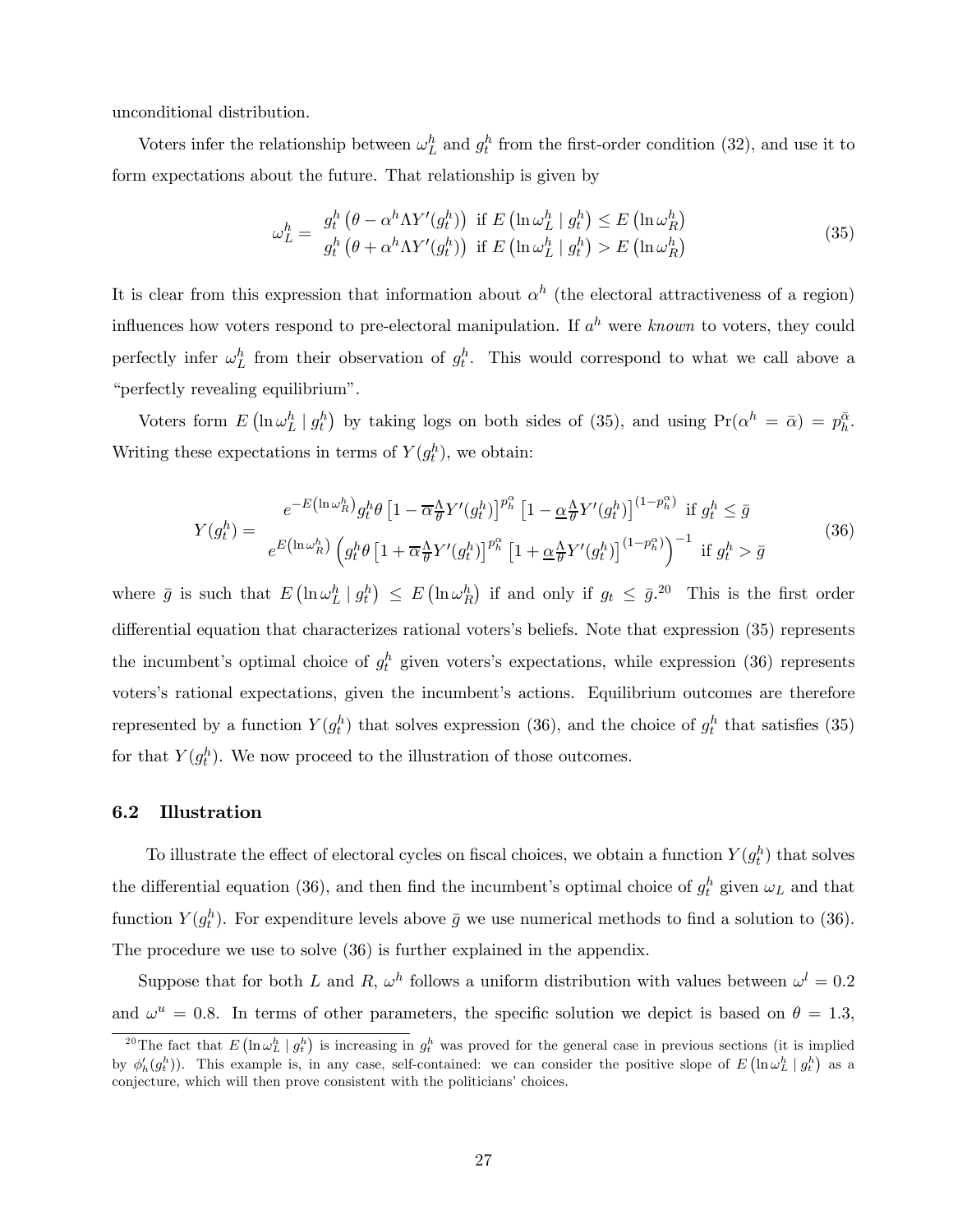unconditional distribution.

Voters infer the relationship between $\omega_L^h$ and $g_t^h$ from the first-order condition (32), and use it to form expectations about the future. That relationship is given by

$$\omega_L^h = \begin{array}{ll} g_t^h \left(\theta - \alpha^h \Lambda Y'(g_t^h)\right) & \text{if } E\left(\ln \omega_L^h \mid g_t^h\right) \leq E\left(\ln \omega_R^h\right) \\ g_t^h \left(\theta + \alpha^h \Lambda Y'(g_t^h)\right) & \text{if } E\left(\ln \omega_L^h \mid g_t^h\right) > E\left(\ln \omega_R^h\right) \end{array} \tag{35}$$

It is clear from this expression that information about $\alpha^h$ (the electoral attractiveness of a region) influences how voters respond to pre-electoral manipulation. If $a^h$ were *known* to voters, they could perfectly infer $\omega_L^h$ from their observation of $g_t^h$. This would correspond to what we call above a "perfectly revealing equilibrium".

Voters form $E\left(\ln \omega_L^h \mid g_t^h\right)$ by taking logs on both sides of (35), and using $\Pr(\alpha^h = \bar{\alpha}) = p_h^{\bar{\alpha}}$. Writing these expectations in terms of $Y(g_t^h)$, we obtain:

$$Y(g_t^h) = \begin{array}{ll} e^{-E\left(\ln \omega_R^h\right)} g_t^h \theta \left[1 - \overline{\alpha} \frac{\Lambda}{\theta} Y'(g_t^h)\right]^{p_h^{\alpha}} \left[1 - \underline{\alpha} \frac{\Lambda}{\theta} Y'(g_t^h)\right]^{(1-p_h^{\alpha})} & \text{if } g_t^h \leq \bar{g} \\ e^{E\left(\ln \omega_R^h\right)} \left(g_t^h \theta \left[1 + \overline{\alpha} \frac{\Lambda}{\theta} Y'(g_t^h)\right]^{p_h^{\alpha}} \left[1 + \underline{\alpha} \frac{\Lambda}{\theta} Y'(g_t^h)\right]^{(1-p_h^{\alpha})}\right)^{-1} & \text{if } g_t^h > \bar{g} \end{array} \tag{36}$$

where $\bar{g}$ is such that $E\left(\ln \omega_L^h \mid g_t^h\right) \leq E\left(\ln \omega_R^h\right)$ if and only if $g_t \leq \bar{g}$.[20] This is the first order differential equation that characterizes rational voters's beliefs. Note that expression (35) represents the incumbent's optimal choice of $g_t^h$ given voters's expectations, while expression (36) represents voters's rational expectations, given the incumbent's actions. Equilibrium outcomes are therefore represented by a function $Y(g_t^h)$ that solves expression (36), and the choice of $g_t^h$ that satisfies (35) for that $Y(g_t^h)$. We now proceed to the illustration of those outcomes.

### 6.2 Illustration

To illustrate the effect of electoral cycles on fiscal choices, we obtain a function $Y(g_t^h)$ that solves the differential equation (36), and then find the incumbent's optimal choice of $g_t^h$ given $\omega_L$ and that function $Y(g_t^h)$. For expenditure levels above $\bar{g}$ we use numerical methods to find a solution to (36). The procedure we use to solve (36) is further explained in the appendix.

Suppose that for both $L$ and $R$, $\omega^h$ follows a uniform distribution with values between $\omega^l = 0.2$ and $\omega^u = 0.8$. In terms of other parameters, the specific solution we depict is based on $\theta = 1.3$,

[20] The fact that $E\left(\ln \omega_L^h \mid g_t^h\right)$ is increasing in $g_t^h$ was proved for the general case in previous sections (it is implied by $\phi_h'(g_t^h)$). This example is, in any case, self-contained: we can consider the positive slope of $E\left(\ln \omega_L^h \mid g_t^h\right)$ as a conjecture, which will then prove consistent with the politicians' choices.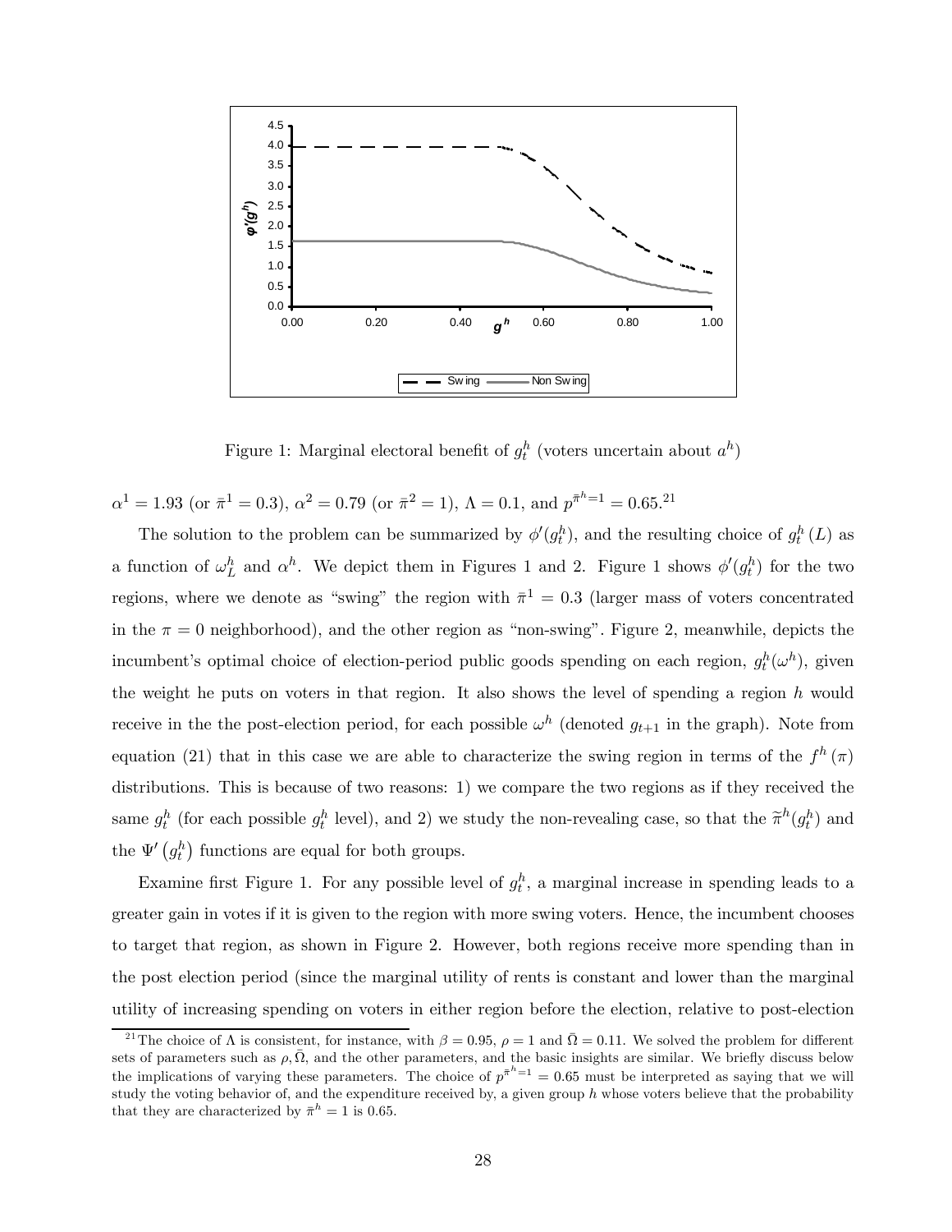Figure 1: Marginal electoral benefit of $g_t^h$ (voters uncertain about $a^h$)

$\alpha^1 = 1.93$ (or $\bar{\pi}^1 = 0.3$), $\alpha^2 = 0.79$ (or $\bar{\pi}^2 = 1$), $\Lambda = 0.1$, and $p^{\bar{\pi}^h=1} = 0.65$.[21]

The solution to the problem can be summarized by $\phi'(g_t^h)$, and the resulting choice of $g_t^h(L)$ as a function of $\omega_L^h$ and $\alpha^h$. We depict them in Figures 1 and 2. Figure 1 shows $\phi'(g_t^h)$ for the two regions, where we denote as "swing" the region with $\bar{\pi}^1 = 0.3$ (larger mass of voters concentrated in the $\pi = 0$ neighborhood), and the other region as "non-swing". Figure 2, meanwhile, depicts the incumbent's optimal choice of election-period public goods spending on each region, $g_t^h(\omega^h)$, given the weight he puts on voters in that region. It also shows the level of spending a region $h$ would receive in the the post-election period, for each possible $\omega^h$ (denoted $g_{t+1}$ in the graph). Note from equation (21) that in this case we are able to characterize the swing region in terms of the $f^h(\pi)$ distributions. This is because of two reasons: 1) we compare the two regions as if they received the same $g_t^h$ (for each possible $g_t^h$ level), and 2) we study the non-revealing case, so that the $\widetilde{\pi}^h(g_t^h)$ and the $\Psi'(g_t^h)$ functions are equal for both groups.

Examine first Figure 1. For any possible level of $g_t^h$, a marginal increase in spending leads to a greater gain in votes if it is given to the region with more swing voters. Hence, the incumbent chooses to target that region, as shown in Figure 2. However, both regions receive more spending than in the post election period (since the marginal utility of rents is constant and lower than the marginal utility of increasing spending on voters in either region before the election, relative to post-election

[21] The choice of $\Lambda$ is consistent, for instance, with $\beta = 0.95$, $\rho = 1$ and $\bar{\Omega} = 0.11$. We solved the problem for different sets of parameters such as $\rho, \bar{\Omega}$, and the other parameters, and the basic insights are similar. We briefly discuss below the implications of varying these parameters. The choice of $p^{\bar{\pi}^h=1} = 0.65$ must be interpreted as saying that we will study the voting behavior of, and the expenditure received by, a given group $h$ whose voters believe that the probability that they are characterized by $\bar{\pi}^h = 1$ is 0.65.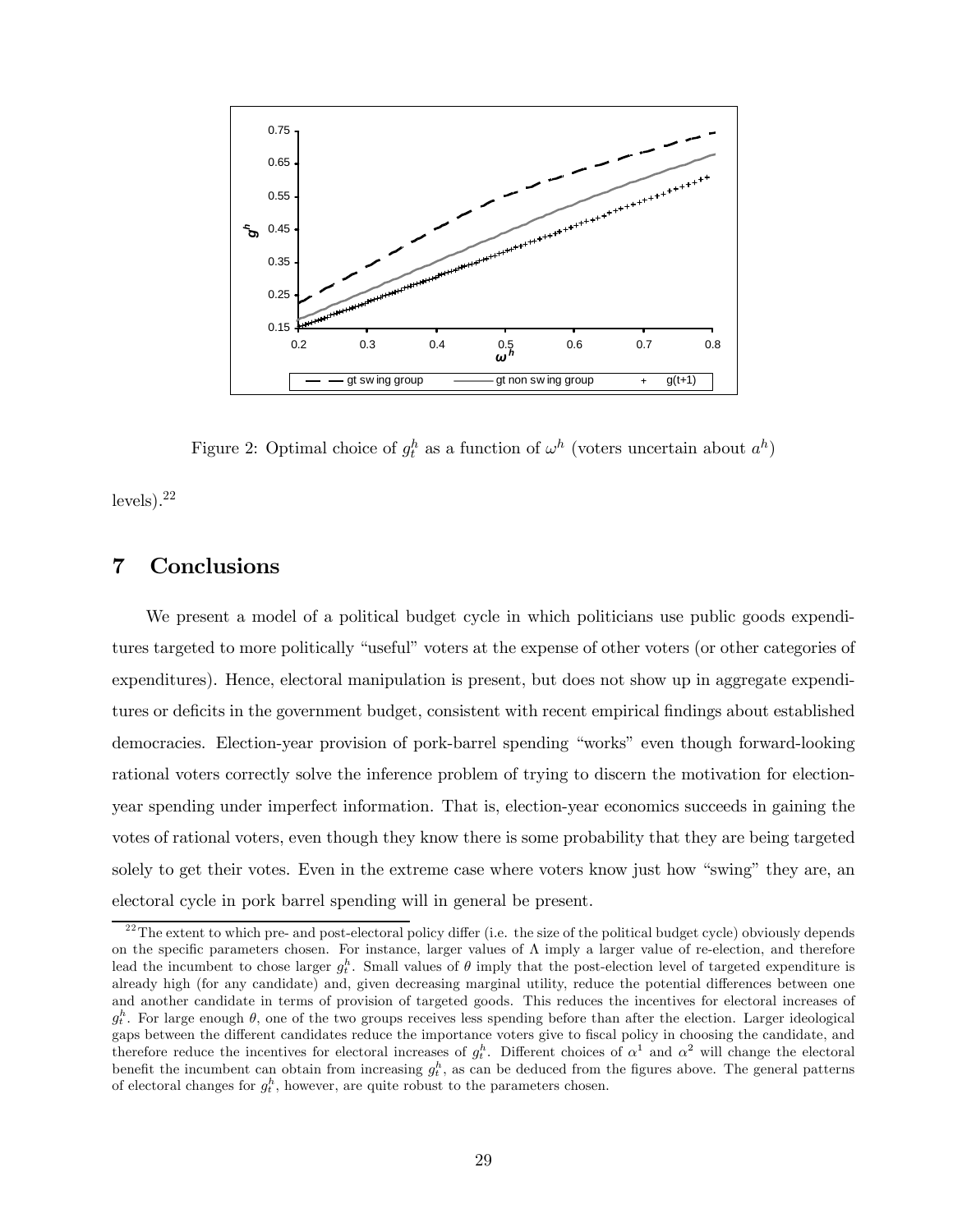Figure 2: Optimal choice of $g_t^h$ as a function of $\omega^h$ (voters uncertain about $a^h$)

levels).[22]

## 7 Conclusions

We present a model of a political budget cycle in which politicians use public goods expenditures targeted to more politically "useful" voters at the expense of other voters (or other categories of expenditures). Hence, electoral manipulation is present, but does not show up in aggregate expenditures or deficits in the government budget, consistent with recent empirical findings about established democracies. Election-year provision of pork-barrel spending "works" even though forward-looking rational voters correctly solve the inference problem of trying to discern the motivation for election-year spending under imperfect information. That is, election-year economics succeeds in gaining the votes of rational voters, even though they know there is some probability that they are being targeted solely to get their votes. Even in the extreme case where voters know just how "swing" they are, an electoral cycle in pork barrel spending will in general be present.

[22] The extent to which pre- and post-electoral policy differ (i.e. the size of the political budget cycle) obviously depends on the specific parameters chosen. For instance, larger values of $\Lambda$ imply a larger value of re-election, and therefore lead the incumbent to chose larger $g_t^h$. Small values of $\theta$ imply that the post-election level of targeted expenditure is already high (for any candidate) and, given decreasing marginal utility, reduce the potential differences between one and another candidate in terms of provision of targeted goods. This reduces the incentives for electoral increases of $g_t^h$. For large enough $\theta$, one of the two groups receives less spending before than after the election. Larger ideological gaps between the different candidates reduce the importance voters give to fiscal policy in choosing the candidate, and therefore reduce the incentives for electoral increases of $g_t^h$. Different choices of $\alpha^1$ and $\alpha^2$ will change the electoral benefit the incumbent can obtain from increasing $g_t^h$, as can be deduced from the figures above. The general patterns of electoral changes for $g_t^h$, however, are quite robust to the parameters chosen.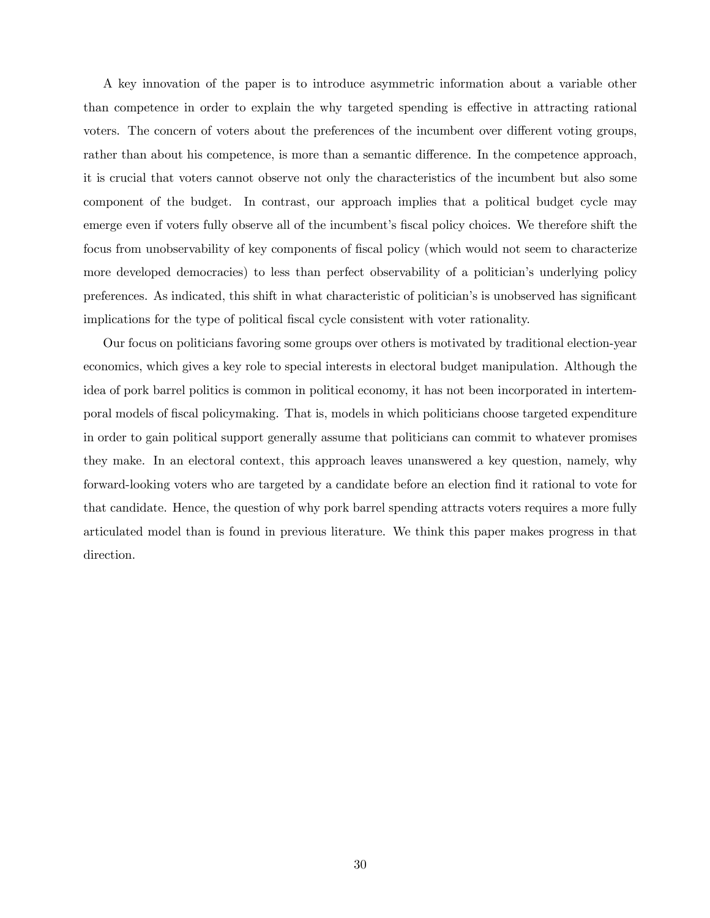A key innovation of the paper is to introduce asymmetric information about a variable other than competence in order to explain the why targeted spending is effective in attracting rational voters. The concern of voters about the preferences of the incumbent over different voting groups, rather than about his competence, is more than a semantic difference. In the competence approach, it is crucial that voters cannot observe not only the characteristics of the incumbent but also some component of the budget. In contrast, our approach implies that a political budget cycle may emerge even if voters fully observe all of the incumbent's fiscal policy choices. We therefore shift the focus from unobservability of key components of fiscal policy (which would not seem to characterize more developed democracies) to less than perfect observability of a politician's underlying policy preferences. As indicated, this shift in what characteristic of politician's is unobserved has significant implications for the type of political fiscal cycle consistent with voter rationality.

Our focus on politicians favoring some groups over others is motivated by traditional election-year economics, which gives a key role to special interests in electoral budget manipulation. Although the idea of pork barrel politics is common in political economy, it has not been incorporated in intertemporal models of fiscal policymaking. That is, models in which politicians choose targeted expenditure in order to gain political support generally assume that politicians can commit to whatever promises they make. In an electoral context, this approach leaves unanswered a key question, namely, why forward-looking voters who are targeted by a candidate before an election find it rational to vote for that candidate. Hence, the question of why pork barrel spending attracts voters requires a more fully articulated model than is found in previous literature. We think this paper makes progress in that direction.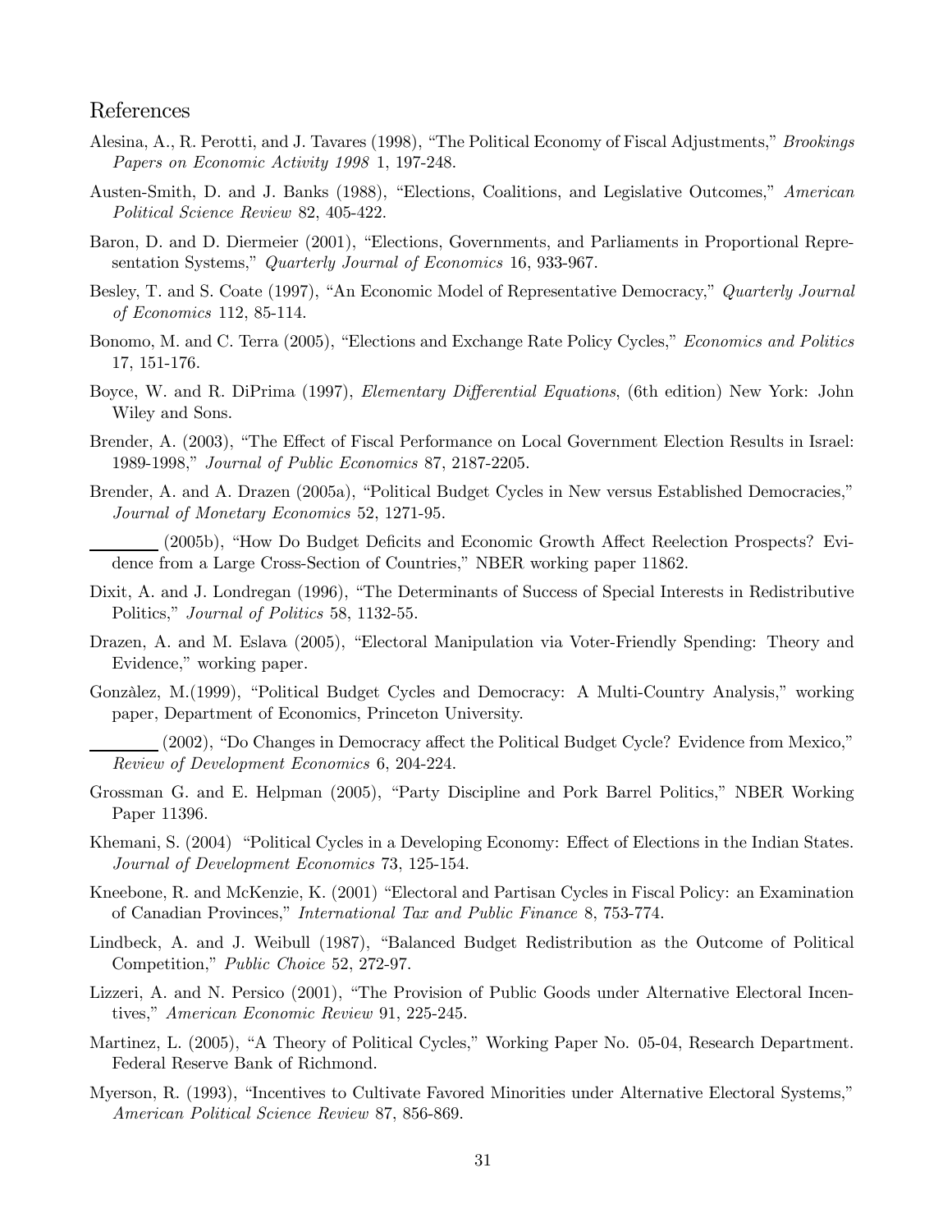# References

Alesina, A., R. Perotti, and J. Tavares (1998), "The Political Economy of Fiscal Adjustments," *Brookings Papers on Economic Activity 1998* 1, 197-248.

Austen-Smith, D. and J. Banks (1988), "Elections, Coalitions, and Legislative Outcomes," *American Political Science Review* 82, 405-422.

Baron, D. and D. Diermeier (2001), "Elections, Governments, and Parliaments in Proportional Representation Systems," *Quarterly Journal of Economics* 16, 933-967.

Besley, T. and S. Coate (1997), "An Economic Model of Representative Democracy," *Quarterly Journal of Economics* 112, 85-114.

Bonomo, M. and C. Terra (2005), "Elections and Exchange Rate Policy Cycles," *Economics and Politics* 17, 151-176.

Boyce, W. and R. DiPrima (1997), *Elementary Differential Equations*, (6th edition) New York: John Wiley and Sons.

Brender, A. (2003), "The Effect of Fiscal Performance on Local Government Election Results in Israel: 1989-1998," *Journal of Public Economics* 87, 2187-2205.

Brender, A. and A. Drazen (2005a), "Political Budget Cycles in New versus Established Democracies," *Journal of Monetary Economics* 52, 1271-95.

\_\_\_\_\_\_\_\_ (2005b), "How Do Budget Deficits and Economic Growth Affect Reelection Prospects? Evidence from a Large Cross-Section of Countries," NBER working paper 11862.

Dixit, A. and J. Londregan (1996), "The Determinants of Success of Special Interests in Redistributive Politics," *Journal of Politics* 58, 1132-55.

Drazen, A. and M. Eslava (2005), "Electoral Manipulation via Voter-Friendly Spending: Theory and Evidence," working paper.

Gonzàlez, M.(1999), "Political Budget Cycles and Democracy: A Multi-Country Analysis," working paper, Department of Economics, Princeton University.

\_\_\_\_\_\_\_\_ (2002), "Do Changes in Democracy affect the Political Budget Cycle? Evidence from Mexico," *Review of Development Economics* 6, 204-224.

Grossman G. and E. Helpman (2005), "Party Discipline and Pork Barrel Politics," NBER Working Paper 11396.

Khemani, S. (2004) "Political Cycles in a Developing Economy: Effect of Elections in the Indian States. *Journal of Development Economics* 73, 125-154.

Kneebone, R. and McKenzie, K. (2001) "Electoral and Partisan Cycles in Fiscal Policy: an Examination of Canadian Provinces," *International Tax and Public Finance* 8, 753-774.

Lindbeck, A. and J. Weibull (1987), "Balanced Budget Redistribution as the Outcome of Political Competition," *Public Choice* 52, 272-97.

Lizzeri, A. and N. Persico (2001), "The Provision of Public Goods under Alternative Electoral Incentives," *American Economic Review* 91, 225-245.

Martinez, L. (2005), "A Theory of Political Cycles," Working Paper No. 05-04, Research Department. Federal Reserve Bank of Richmond.

Myerson, R. (1993), "Incentives to Cultivate Favored Minorities under Alternative Electoral Systems," *American Political Science Review* 87, 856-869.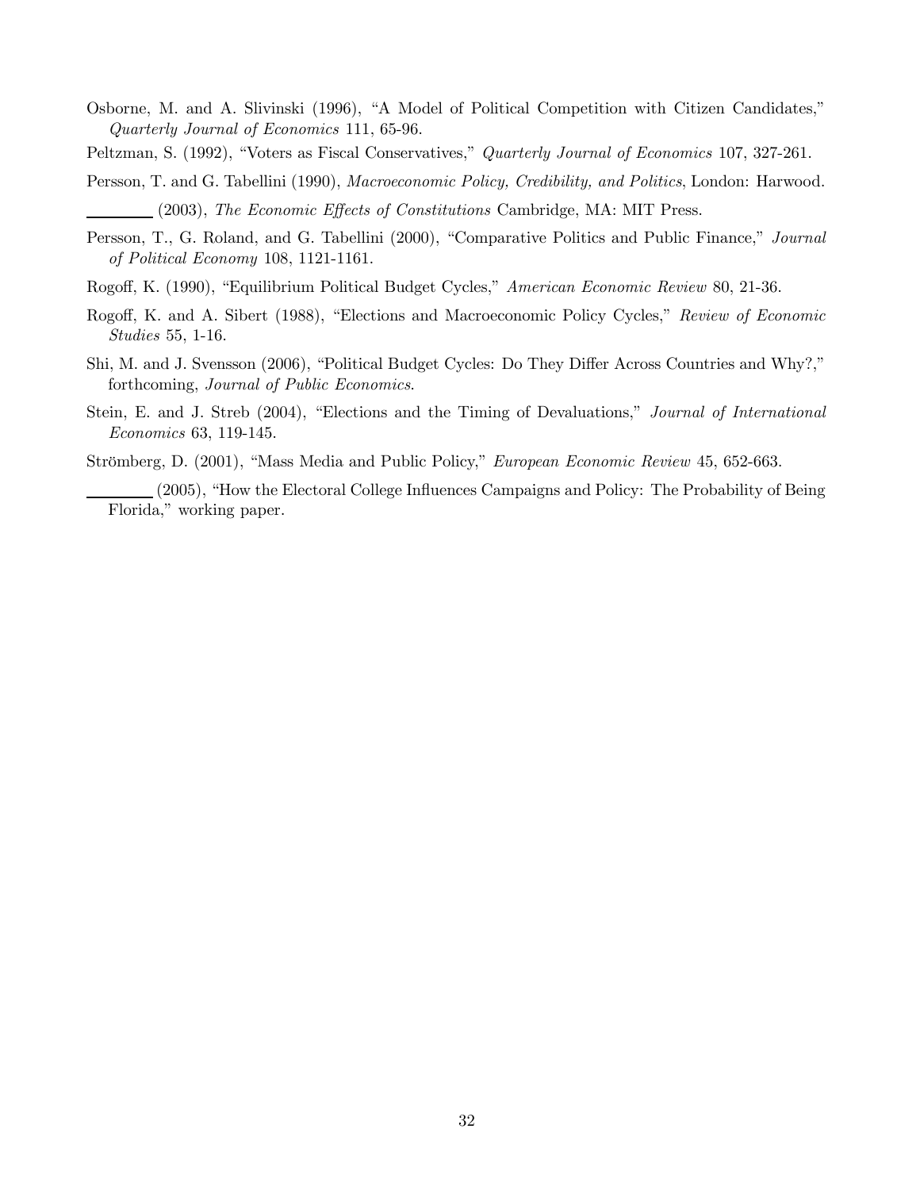Osborne, M. and A. Slivinski (1996), "A Model of Political Competition with Citizen Candidates," *Quarterly Journal of Economics* 111, 65-96.

Peltzman, S. (1992), "Voters as Fiscal Conservatives," *Quarterly Journal of Economics* 107, 327-261.

Persson, T. and G. Tabellini (1990), *Macroeconomic Policy, Credibility, and Politics*, London: Harwood.

\_\_\_\_\_\_\_\_ (2003), *The Economic Effects of Constitutions* Cambridge, MA: MIT Press.

Persson, T., G. Roland, and G. Tabellini (2000), "Comparative Politics and Public Finance," *Journal of Political Economy* 108, 1121-1161.

Rogoff, K. (1990), "Equilibrium Political Budget Cycles," *American Economic Review* 80, 21-36.

Rogoff, K. and A. Sibert (1988), "Elections and Macroeconomic Policy Cycles," *Review of Economic Studies* 55, 1-16.

Shi, M. and J. Svensson (2006), "Political Budget Cycles: Do They Differ Across Countries and Why?," forthcoming, *Journal of Public Economics*.

Stein, E. and J. Streb (2004), "Elections and the Timing of Devaluations," *Journal of International Economics* 63, 119-145.

Strömberg, D. (2001), "Mass Media and Public Policy," *European Economic Review* 45, 652-663.

\_\_\_\_\_\_\_\_ (2005), "How the Electoral College Influences Campaigns and Policy: The Probability of Being Florida," working paper.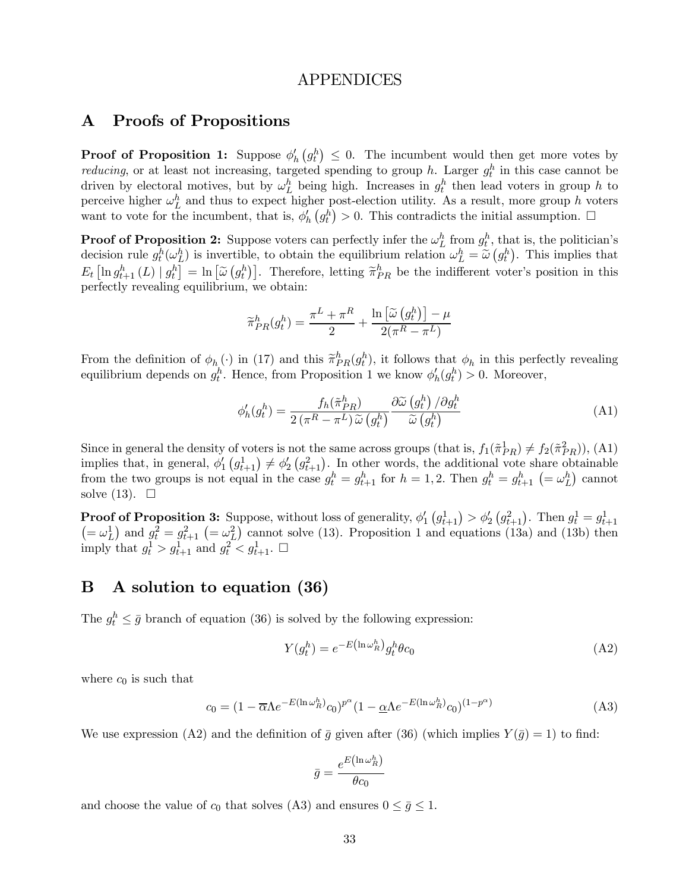# APPENDICES

## A Proofs of Propositions

**Proof of Proposition 1:** Suppose $\phi_h'\left(g_t^h\right) \leq 0$. The incumbent would then get more votes by *reducing*, or at least not increasing, targeted spending to group $h$. Larger $g_t^h$ in this case cannot be driven by electoral motives, but by $\omega_L^h$ being high. Increases in $g_t^h$ then lead voters in group $h$ to perceive higher $\omega_L^h$ and thus to expect higher post-election utility. As a result, more group $h$ voters want to vote for the incumbent, that is, $\phi_h'\left(g_t^h\right) > 0$. This contradicts the initial assumption. □

**Proof of Proposition 2:** Suppose voters can perfectly infer the $\omega_L^h$ from $g_t^h$, that is, the politician's decision rule $g_t^h(\omega_L^h)$ is invertible, to obtain the equilibrium relation $\omega_L^h = \widetilde{\omega}\left(g_t^h\right)$. This implies that $E_t\left[\ln g_{t+1}^h(L) \mid g_t^h\right] = \ln\left[\widetilde{\omega}\left(g_t^h\right)\right]$. Therefore, letting $\widetilde{\pi}_{PR}^h$ be the indifferent voter's position in this perfectly revealing equilibrium, we obtain:

$$\widetilde{\pi}_{PR}^h(g_t^h) = \frac{\pi^L + \pi^R}{2} + \frac{\ln\left[\widetilde{\omega}\left(g_t^h\right)\right] - \mu}{2(\pi^R - \pi^L)}$$

From the definition of $\phi_h(\cdot)$ in (17) and this $\widetilde{\pi}_{PR}^h(g_t^h)$, it follows that $\phi_h$ in this perfectly revealing equilibrium depends on $g_t^h$. Hence, from Proposition 1 we know $\phi_h'(g_t^h) > 0$. Moreover,

$$\phi_h'(g_t^h) = \frac{f_h(\tilde{\pi}_{PR}^h)}{2\left(\pi^R - \pi^L\right)\widetilde{\omega}\left(g_t^h\right)} \frac{\partial\widetilde{\omega}\left(g_t^h\right)/\partial g_t^h}{\widetilde{\omega}\left(g_t^h\right)} \tag{A1}$$

Since in general the density of voters is not the same across groups (that is, $f_1(\tilde{\pi}_{PR}^1) \neq f_2(\tilde{\pi}_{PR}^2)$), (A1) implies that, in general, $\phi_1'\left(g_{t+1}^1\right) \neq \phi_2'\left(g_{t+1}^2\right)$. In other words, the additional vote share obtainable from the two groups is not equal in the case $g_t^h = g_{t+1}^h$ for $h = 1, 2$. Then $g_t^h = g_{t+1}^h \left(= \omega_L^h\right)$ cannot solve (13). □

**Proof of Proposition 3:** Suppose, without loss of generality, $\phi_1'\left(g_{t+1}^1\right) > \phi_2'\left(g_{t+1}^2\right)$. Then $g_t^1 = g_{t+1}^1$ $\left(= \omega_L^1\right)$ and $g_t^2 = g_{t+1}^2 \left(= \omega_L^2\right)$ cannot solve (13). Proposition 1 and equations (13a) and (13b) then imply that $g_t^1 > g_{t+1}^1$ and $g_t^2 < g_{t+1}^1$. □

## B A solution to equation (36)

The $g_t^h \leq \bar{g}$ branch of equation (36) is solved by the following expression:

$$Y(g_t^h) = e^{-E\left(\ln\omega_R^h\right)} g_t^h \theta c_0 \tag{A2}$$

where $c_0$ is such that

$$c_0 = (1 - \overline{\alpha}\Lambda e^{-E(\ln\omega_R^h)} c_0)^{p^\alpha} (1 - \underline{\alpha}\Lambda e^{-E(\ln\omega_R^h)} c_0)^{(1-p^\alpha)} \tag{A3}$$

We use expression (A2) and the definition of $\bar{g}$ given after (36) (which implies $Y(\bar{g}) = 1$) to find:

$$\bar{g} = \frac{e^{E\left(\ln\omega_R^h\right)}}{\theta c_0}$$

and choose the value of $c_0$ that solves (A3) and ensures $0 \leq \bar{g} \leq 1$.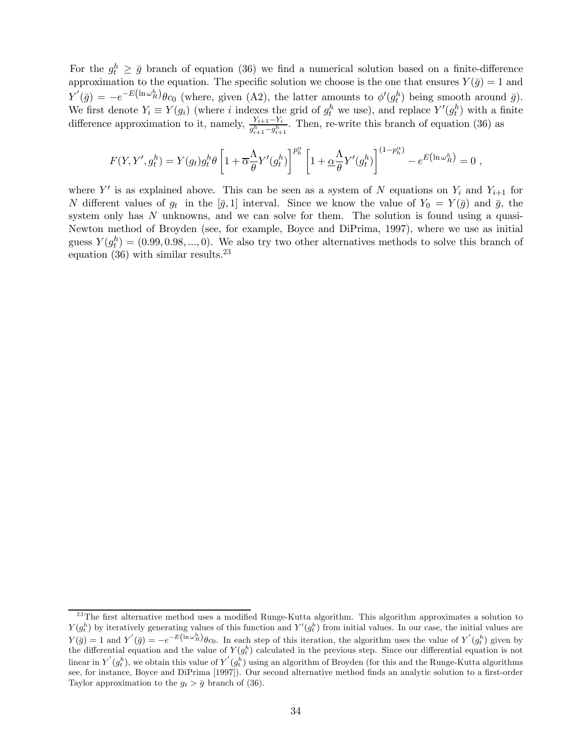For the $g_t^h \geq \bar{g}$ branch of equation (36) we find a numerical solution based on a finite-difference approximation to the equation. The specific solution we choose is the one that ensures $Y(\bar{g}) = 1$ and $Y'(\bar{g}) = -e^{-E\left(\ln \omega_R^h\right)}\theta c_0$ (where, given (A2), the latter amounts to $\phi'(g_t^h)$ being smooth around $\bar{g}$). We first denote $Y_i \equiv Y(g_i)$ (where $i$ indexes the grid of $g_t^h$ we use), and replace $Y'(g_t^h)$ with a finite difference approximation to it, namely, $\frac{Y_{i+1}-Y_i}{g_{i+1}^h - g_{i+1}^h}$. Then, re-write this branch of equation (36) as

$$F(Y, Y', g_t^h) = Y(g_t) g_t^h \theta \left[1 + \overline{\alpha}\frac{\Lambda}{\theta} Y'(g_t^h)\right]^{p_h^\alpha} \left[1 + \underline{\alpha}\frac{\Lambda}{\theta} Y'(g_t^h)\right]^{(1-p_h^\alpha)} - e^{E\left(\ln \omega_R^h\right)} = 0 \ ,$$

where $Y'$ is as explained above. This can be seen as a system of $N$ equations on $Y_i$ and $Y_{i+1}$ for $N$ different values of $g_t$ in the $[\bar{g}, 1]$ interval. Since we know the value of $Y_0 = Y(\bar{g})$ and $\bar{g}$, the system only has $N$ unknowns, and we can solve for them. The solution is found using a quasi-Newton method of Broyden (see, for example, Boyce and DiPrima, 1997), where we use as initial guess $Y(g_t^h) = (0.99, 0.98, ..., 0)$. We also try two other alternatives methods to solve this branch of equation (36) with similar results.[23]

[23] The first alternative method uses a modified Runge-Kutta algorithm. This algorithm approximates a solution to $Y(g_t^h)$ by iteratively generating values of this function and $Y'(g_t^h)$ from initial values. In our case, the initial values are $Y(\bar{g}) = 1$ and $Y'(\bar{g}) = -e^{-E\left(\ln \omega_R^h\right)}\theta c_0$. In each step of this iteration, the algorithm uses the value of $Y'(g_t^h)$ given by the differential equation and the value of $Y(g_t^h)$ calculated in the previous step. Since our differential equation is not linear in $Y'(g_t^h)$, we obtain this value of $Y'(g_t^h)$ using an algorithm of Broyden (for this and the Runge-Kutta algorithms see, for instance, Boyce and DiPrima [1997]). Our second alternative method finds an analytic solution to a first-order Taylor approximation to the $g_t > \bar{g}$ branch of (36).